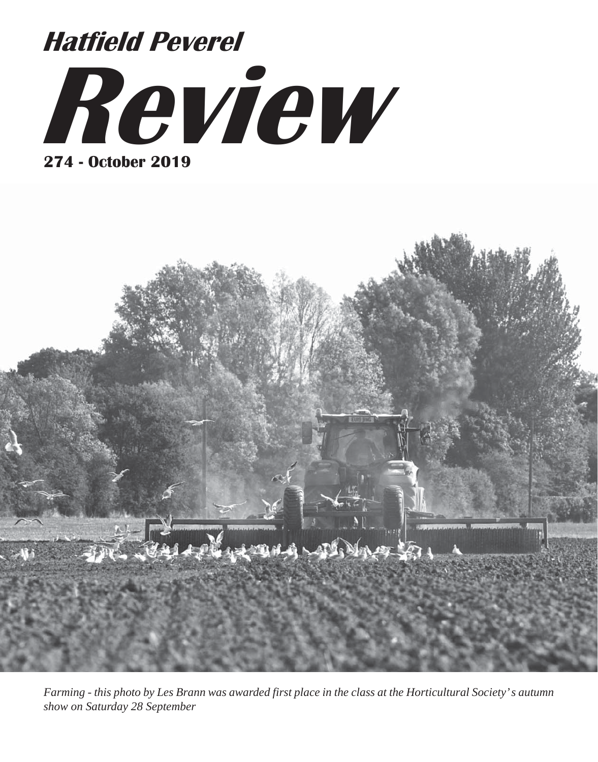# Hatfield Peverel

# Review

**274 - October 2019**

*Farming - this photo by Les Brann was awarded first place in the class at the Horticultural Society's autumn show on Saturday 28 September*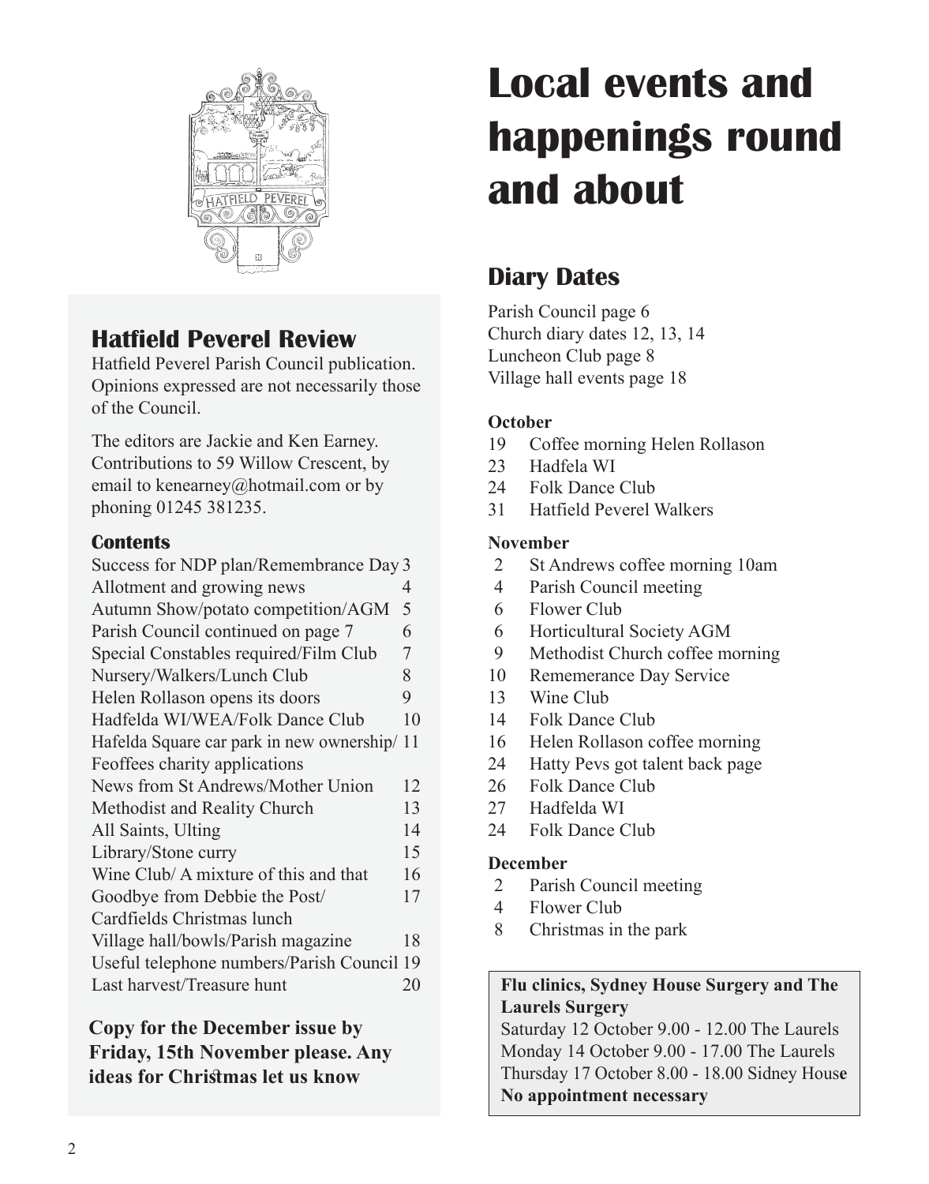## Hatfield Peverel Review

Hatfield Peverel Parish Council publication. Opinions expressed are not necessarily those of the Council.

The editors are Jackie and Ken Earney. Contributions to 59 Willow Crescent, by email to kenearney@hotmail.com or by phoning 01245 381235.

### Contents

| | |
|---|---|
| Success for NDP plan/Remembrance Day | 3 |
| Allotment and growing news | 4 |
| Autumn Show/potato competition/AGM | 5 |
| Parish Council continued on page 7 | 6 |
| Special Constables required/Film Club | 7 |
| Nursery/Walkers/Lunch Club | 8 |
| Helen Rollason opens its doors | 9 |
| Hadfelda WI/WEA/Folk Dance Club | 10 |
| Hafelda Square car park in new ownership/ Feoffees charity applications | 11 |
| News from St Andrews/Mother Union | 12 |
| Methodist and Reality Church | 13 |
| All Saints, Ulting | 14 |
| Library/Stone curry | 15 |
| Wine Club/ A mixture of this and that | 16 |
| Goodbye from Debbie the Post/ Cardfields Christmas lunch | 17 |
| Village hall/bowls/Parish magazine | 18 |
| Useful telephone numbers/Parish Council | 19 |
| Last harvest/Treasure hunt | 20 |

**Copy for the December issue by Friday, 15th November please. Any ideas for Christmas let us know**

# Local events and happenings round and about

## Diary Dates

Parish Council page 6
Church diary dates 12, 13, 14
Luncheon Club page 8
Village hall events page 18

**October**

| | |
|---|---|
| 19 | Coffee morning Helen Rollason |
| 23 | Hadfela WI |
| 24 | Folk Dance Club |
| 31 | Hatfield Peverel Walkers |

**November**

| | |
|---|---|
| 2 | St Andrews coffee morning 10am |
| 4 | Parish Council meeting |
| 6 | Flower Club |
| 6 | Horticultural Society AGM |
| 9 | Methodist Church coffee morning |
| 10 | Rememerance Day Service |
| 13 | Wine Club |
| 14 | Folk Dance Club |
| 16 | Helen Rollason coffee morning |
| 24 | Hatty Pevs got talent back page |
| 26 | Folk Dance Club |
| 27 | Hadfelda WI |
| 24 | Folk Dance Club |

**December**

| | |
|---|---|
| 2 | Parish Council meeting |
| 4 | Flower Club |
| 8 | Christmas in the park |

**Flu clinics, Sydney House Surgery and The Laurels Surgery**

Saturday 12 October 9.00 - 12.00 The Laurels
Monday 14 October 9.00 - 17.00 The Laurels
Thursday 17 October 8.00 - 18.00 Sidney House
**No appointment necessary**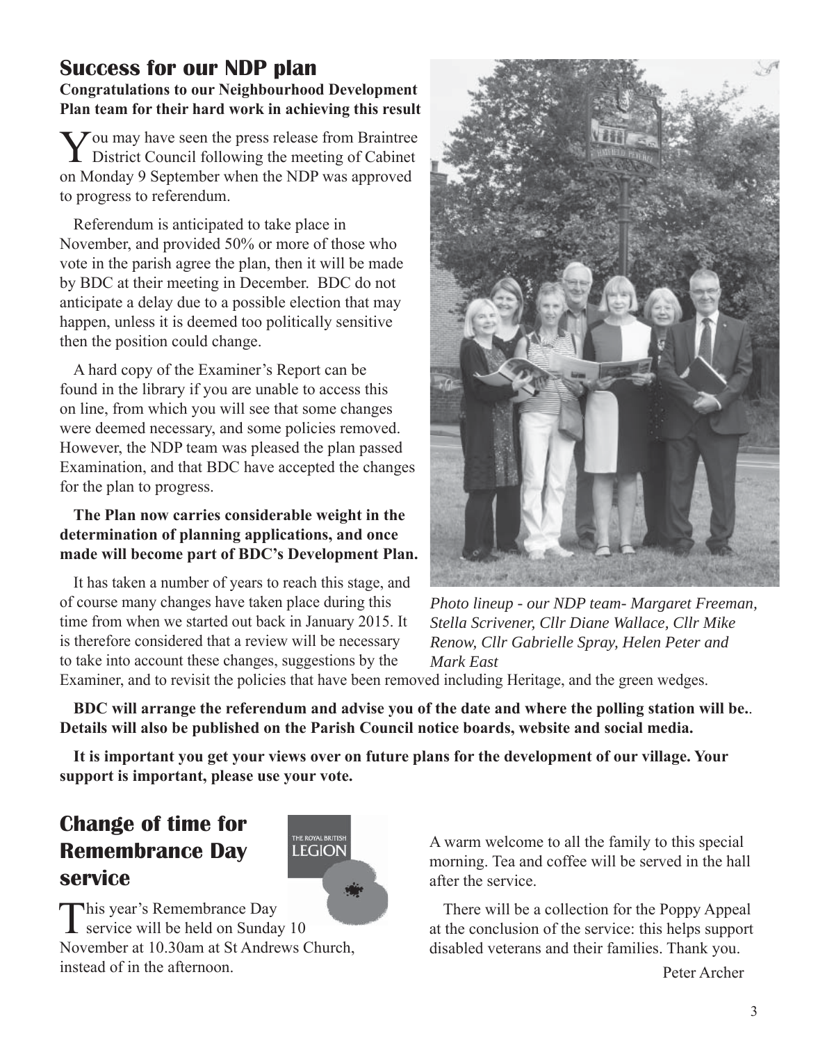## Success for our NDP plan

**Congratulations to our Neighbourhood Development Plan team for their hard work in achieving this result**

You may have seen the press release from Braintree District Council following the meeting of Cabinet on Monday 9 September when the NDP was approved to progress to referendum.

Referendum is anticipated to take place in November, and provided 50% or more of those who vote in the parish agree the plan, then it will be made by BDC at their meeting in December. BDC do not anticipate a delay due to a possible election that may happen, unless it is deemed too politically sensitive then the position could change.

A hard copy of the Examiner's Report can be found in the library if you are unable to access this on line, from which you will see that some changes were deemed necessary, and some policies removed. However, the NDP team was pleased the plan passed Examination, and that BDC have accepted the changes for the plan to progress.

**The Plan now carries considerable weight in the determination of planning applications, and once made will become part of BDC's Development Plan.**

It has taken a number of years to reach this stage, and of course many changes have taken place during this time from when we started out back in January 2015. It is therefore considered that a review will be necessary to take into account these changes, suggestions by the Examiner, and to revisit the policies that have been removed including Heritage, and the green wedges.

*Photo lineup - our NDP team- Margaret Freeman, Stella Scrivener, Cllr Diane Wallace, Cllr Mike Renow, Cllr Gabrielle Spray, Helen Peter and Mark East*

**BDC will arrange the referendum and advise you of the date and where the polling station will be.. Details will also be published on the Parish Council notice boards, website and social media.**

**It is important you get your views over on future plans for the development of our village. Your support is important, please use your vote.**

## Change of time for Remembrance Day service

This year's Remembrance Day service will be held on Sunday 10 November at 10.30am at St Andrews Church, instead of in the afternoon.

A warm welcome to all the family to this special morning. Tea and coffee will be served in the hall after the service.

There will be a collection for the Poppy Appeal at the conclusion of the service: this helps support disabled veterans and their families. Thank you.

Peter Archer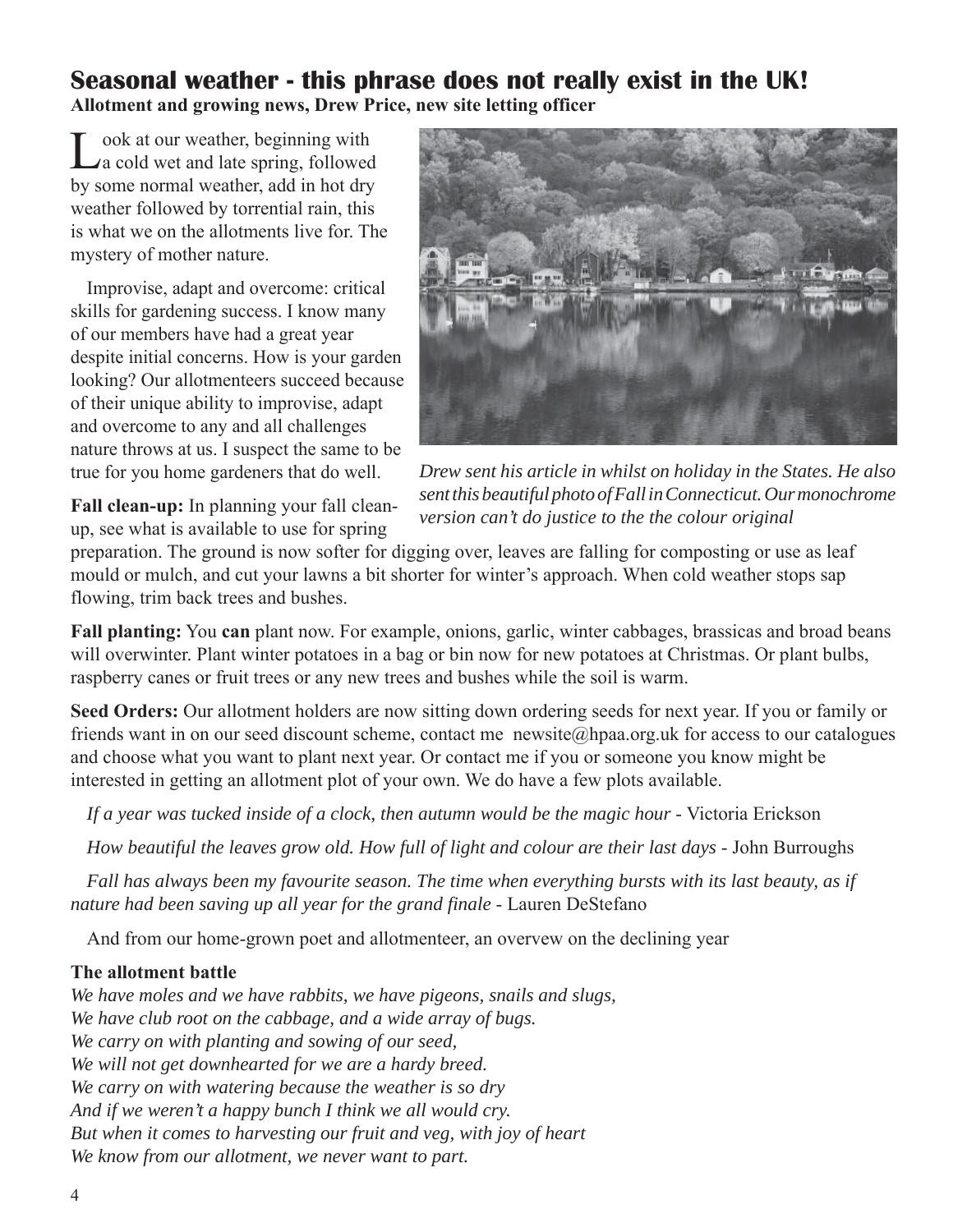## Seasonal weather - this phrase does not really exist in the UK!

**Allotment and growing news, Drew Price, new site letting officer**

Look at our weather, beginning with a cold wet and late spring, followed by some normal weather, add in hot dry weather followed by torrential rain, this is what we on the allotments live for. The mystery of mother nature.

Improvise, adapt and overcome: critical skills for gardening success. I know many of our members have had a great year despite initial concerns. How is your garden looking? Our allotmenteers succeed because of their unique ability to improvise, adapt and overcome to any and all challenges nature throws at us. I suspect the same to be true for you home gardeners that do well.

*Drew sent his article in whilst on holiday in the States. He also sent this beautiful photo of Fall in Connecticut. Our monochrome version can't do justice to the the colour original*

**Fall clean-up:** In planning your fall clean-up, see what is available to use for spring preparation. The ground is now softer for digging over, leaves are falling for composting or use as leaf mould or mulch, and cut your lawns a bit shorter for winter's approach. When cold weather stops sap flowing, trim back trees and bushes.

**Fall planting:** You **can** plant now. For example, onions, garlic, winter cabbages, brassicas and broad beans will overwinter. Plant winter potatoes in a bag or bin now for new potatoes at Christmas. Or plant bulbs, raspberry canes or fruit trees or any new trees and bushes while the soil is warm.

**Seed Orders:** Our allotment holders are now sitting down ordering seeds for next year. If you or family or friends want in on our seed discount scheme, contact me newsite@hpaa.org.uk for access to our catalogues and choose what you want to plant next year. Or contact me if you or someone you know might be interested in getting an allotment plot of your own. We do have a few plots available.

*If a year was tucked inside of a clock, then autumn would be the magic hour* - Victoria Erickson

*How beautiful the leaves grow old. How full of light and colour are their last days* - John Burroughs

*Fall has always been my favourite season. The time when everything bursts with its last beauty, as if nature had been saving up all year for the grand finale* - Lauren DeStefano

And from our home-grown poet and allotmenteer, an overvew on the declining year

**The allotment battle**

*We have moles and we have rabbits, we have pigeons, snails and slugs,*
*We have club root on the cabbage, and a wide array of bugs.*
*We carry on with planting and sowing of our seed,*
*We will not get downhearted for we are a hardy breed.*
*We carry on with watering because the weather is so dry*
*And if we weren't a happy bunch I think we all would cry.*
*But when it comes to harvesting our fruit and veg, with joy of heart*
*We know from our allotment, we never want to part.*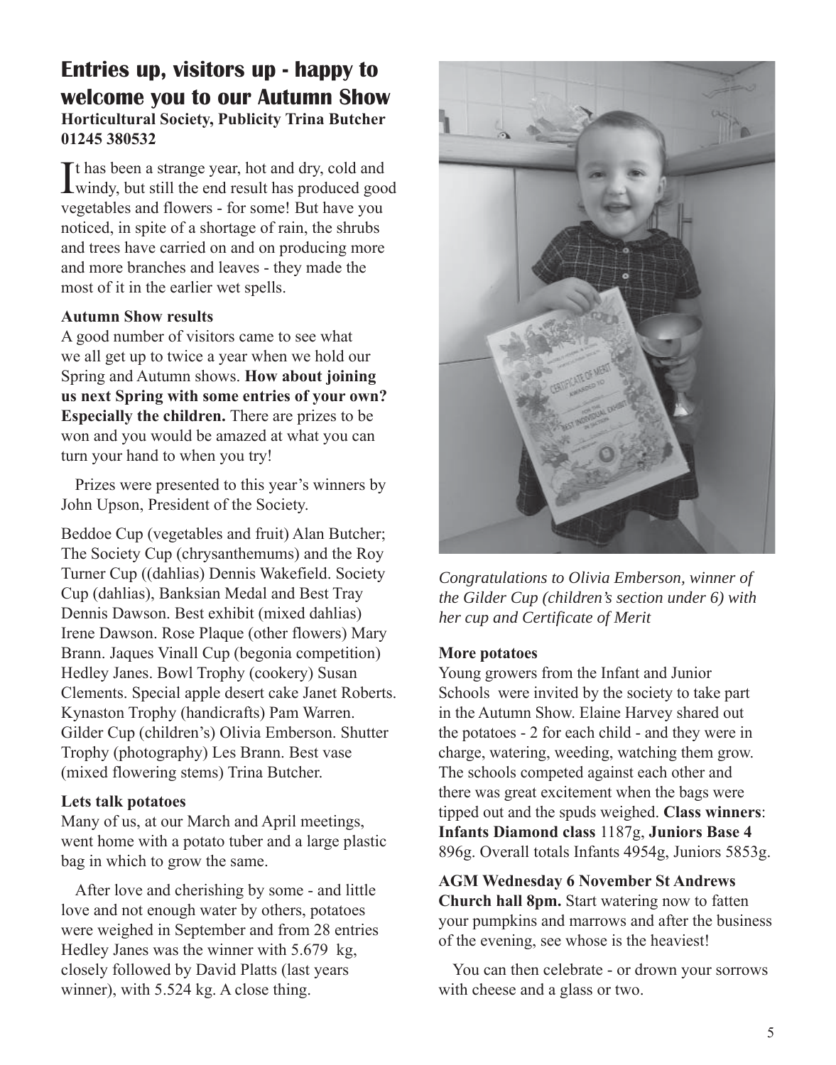# Entries up, visitors up - happy to welcome you to our Autumn Show

**Horticultural Society, Publicity Trina Butcher 01245 380532**

It has been a strange year, hot and dry, cold and windy, but still the end result has produced good vegetables and flowers - for some! But have you noticed, in spite of a shortage of rain, the shrubs and trees have carried on and on producing more and more branches and leaves - they made the most of it in the earlier wet spells.

### Autumn Show results

A good number of visitors came to see what we all get up to twice a year when we hold our Spring and Autumn shows. **How about joining us next Spring with some entries of your own? Especially the children.** There are prizes to be won and you would be amazed at what you can turn your hand to when you try!

Prizes were presented to this year's winners by John Upson, President of the Society.

Beddoe Cup (vegetables and fruit) Alan Butcher; The Society Cup (chrysanthemums) and the Roy Turner Cup ((dahlias) Dennis Wakefield. Society Cup (dahlias), Banksian Medal and Best Tray Dennis Dawson. Best exhibit (mixed dahlias) Irene Dawson. Rose Plaque (other flowers) Mary Brann. Jaques Vinall Cup (begonia competition) Hedley Janes. Bowl Trophy (cookery) Susan Clements. Special apple desert cake Janet Roberts. Kynaston Trophy (handicrafts) Pam Warren. Gilder Cup (children's) Olivia Emberson. Shutter Trophy (photography) Les Brann. Best vase (mixed flowering stems) Trina Butcher.

### Lets talk potatoes

Many of us, at our March and April meetings, went home with a potato tuber and a large plastic bag in which to grow the same.

After love and cherishing by some - and little love and not enough water by others, potatoes were weighed in September and from 28 entries Hedley Janes was the winner with 5.679 kg, closely followed by David Platts (last years winner), with 5.524 kg. A close thing.

*Congratulations to Olivia Emberson, winner of the Gilder Cup (children's section under 6) with her cup and Certificate of Merit*

### More potatoes

Young growers from the Infant and Junior Schools were invited by the society to take part in the Autumn Show. Elaine Harvey shared out the potatoes - 2 for each child - and they were in charge, watering, weeding, watching them grow. The schools competed against each other and there was great excitement when the bags were tipped out and the spuds weighed. **Class winners**: **Infants Diamond class** 1187g, **Juniors Base 4** 896g. Overall totals Infants 4954g, Juniors 5853g.

**AGM Wednesday 6 November St Andrews Church hall 8pm.** Start watering now to fatten your pumpkins and marrows and after the business of the evening, see whose is the heaviest!

You can then celebrate - or drown your sorrows with cheese and a glass or two.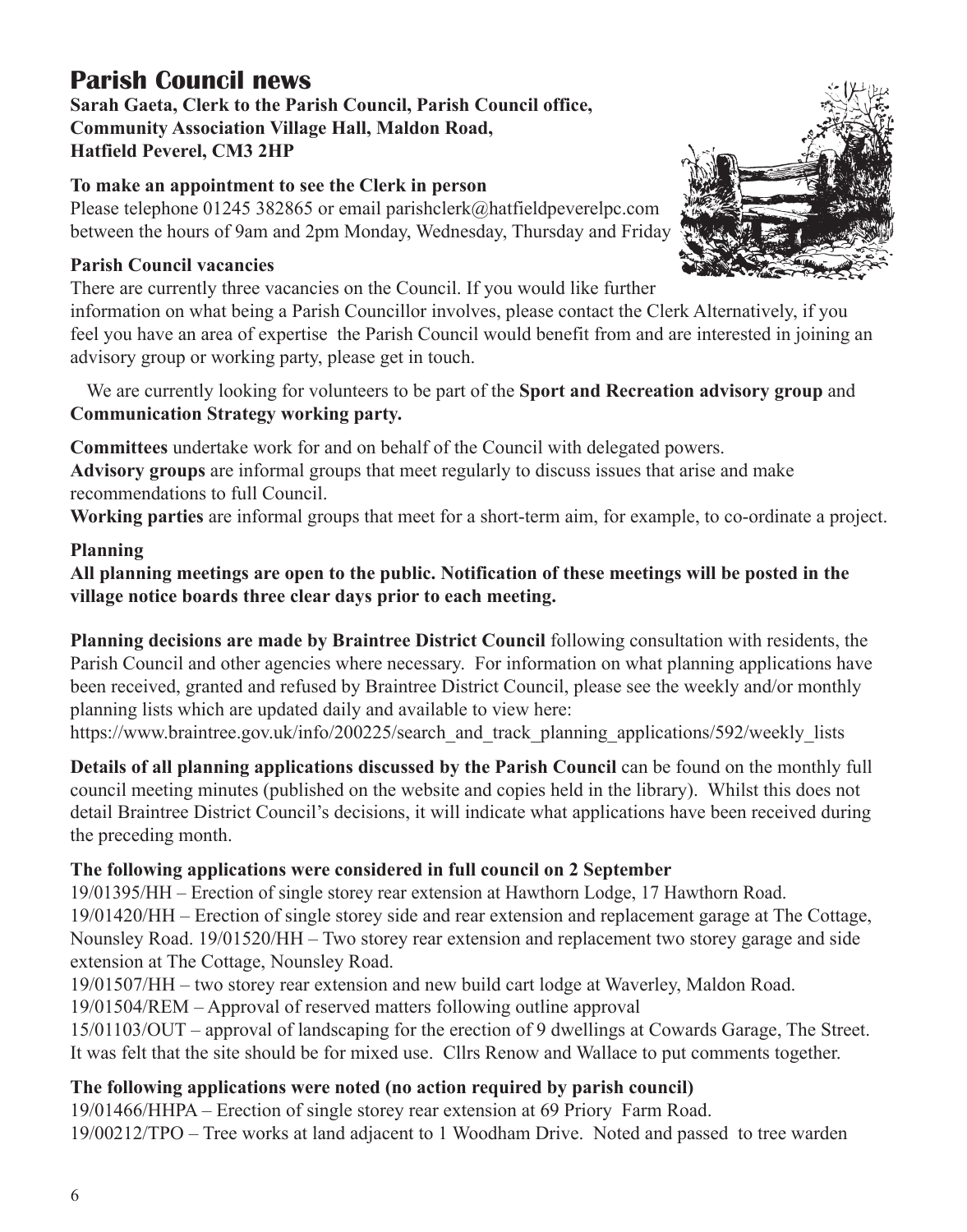# Parish Council news

**Sarah Gaeta, Clerk to the Parish Council, Parish Council office, Community Association Village Hall, Maldon Road, Hatfield Peverel, CM3 2HP**

### To make an appointment to see the Clerk in person

Please telephone 01245 382865 or email parishclerk@hatfieldpeverelpc.com between the hours of 9am and 2pm Monday, Wednesday, Thursday and Friday

### Parish Council vacancies

There are currently three vacancies on the Council. If you would like further information on what being a Parish Councillor involves, please contact the Clerk Alternatively, if you feel you have an area of expertise the Parish Council would benefit from and are interested in joining an advisory group or working party, please get in touch.

We are currently looking for volunteers to be part of the **Sport and Recreation advisory group** and **Communication Strategy working party.**

**Committees** undertake work for and on behalf of the Council with delegated powers.
**Advisory groups** are informal groups that meet regularly to discuss issues that arise and make recommendations to full Council.
**Working parties** are informal groups that meet for a short-term aim, for example, to co-ordinate a project.

### Planning

**All planning meetings are open to the public. Notification of these meetings will be posted in the village notice boards three clear days prior to each meeting.**

**Planning decisions are made by Braintree District Council** following consultation with residents, the Parish Council and other agencies where necessary. For information on what planning applications have been received, granted and refused by Braintree District Council, please see the weekly and/or monthly planning lists which are updated daily and available to view here:
https://www.braintree.gov.uk/info/200225/search_and_track_planning_applications/592/weekly_lists

**Details of all planning applications discussed by the Parish Council** can be found on the monthly full council meeting minutes (published on the website and copies held in the library). Whilst this does not detail Braintree District Council's decisions, it will indicate what applications have been received during the preceding month.

### The following applications were considered in full council on 2 September

19/01395/HH – Erection of single storey rear extension at Hawthorn Lodge, 17 Hawthorn Road.
19/01420/HH – Erection of single storey side and rear extension and replacement garage at The Cottage, Nounsley Road. 19/01520/HH – Two storey rear extension and replacement two storey garage and side extension at The Cottage, Nounsley Road.
19/01507/HH – two storey rear extension and new build cart lodge at Waverley, Maldon Road.
19/01504/REM – Approval of reserved matters following outline approval
15/01103/OUT – approval of landscaping for the erection of 9 dwellings at Cowards Garage, The Street. It was felt that the site should be for mixed use. Cllrs Renow and Wallace to put comments together.

### The following applications were noted (no action required by parish council)

19/01466/HHPA – Erection of single storey rear extension at 69 Priory Farm Road.
19/00212/TPO – Tree works at land adjacent to 1 Woodham Drive. Noted and passed to tree warden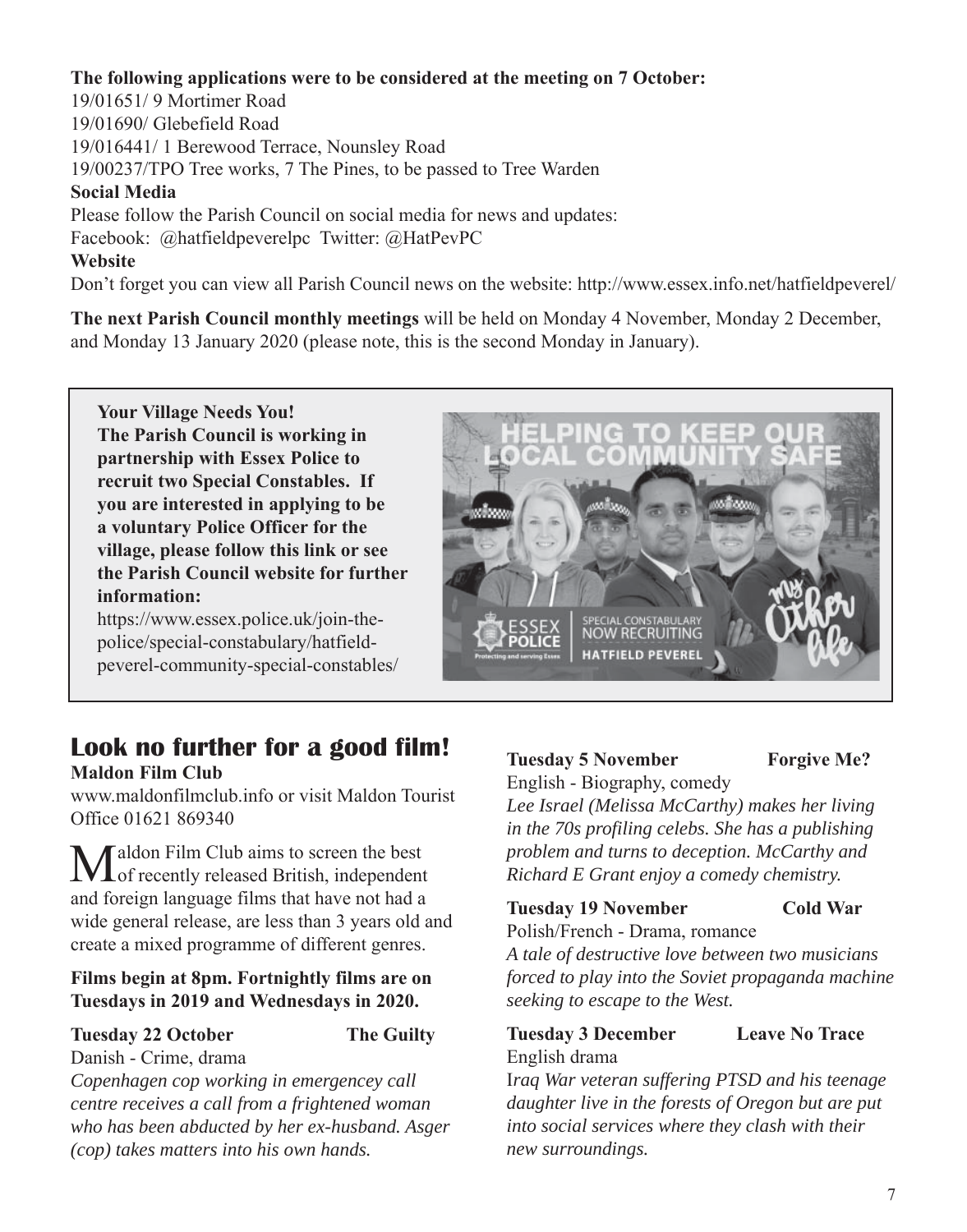**The following applications were to be considered at the meeting on 7 October:**

19/01651/ 9 Mortimer Road

19/01690/ Glebefield Road

19/016441/ 1 Berewood Terrace, Nounsley Road

19/00237/TPO Tree works, 7 The Pines, to be passed to Tree Warden

**Social Media**

Please follow the Parish Council on social media for news and updates:

Facebook: @hatfieldpeverelpc Twitter: @HatPevPC

**Website**

Don't forget you can view all Parish Council news on the website: http://www.essex.info.net/hatfieldpeverel/

**The next Parish Council monthly meetings** will be held on Monday 4 November, Monday 2 December, and Monday 13 January 2020 (please note, this is the second Monday in January).

**Your Village Needs You!**
**The Parish Council is working in partnership with Essex Police to recruit two Special Constables. If you are interested in applying to be a voluntary Police Officer for the village, please follow this link or see the Parish Council website for further information:**
https://www.essex.police.uk/join-the-police/special-constabulary/hatfield-peverel-community-special-constables/

## Look no further for a good film!

**Maldon Film Club**

www.maldonfilmclub.info or visit Maldon Tourist Office 01621 869340

Maldon Film Club aims to screen the best of recently released British, independent and foreign language films that have not had a wide general release, are less than 3 years old and create a mixed programme of different genres.

**Films begin at 8pm. Fortnightly films are on Tuesdays in 2019 and Wednesdays in 2020.**

**Tuesday 22 October — The Guilty**
Danish - Crime, drama
*Copenhagen cop working in emergencey call centre receives a call from a frightened woman who has been abducted by her ex-husband. Asger (cop) takes matters into his own hands.*

**Tuesday 5 November — Forgive Me?**
English - Biography, comedy
*Lee Israel (Melissa McCarthy) makes her living in the 70s profiling celebs. She has a publishing problem and turns to deception. McCarthy and Richard E Grant enjoy a comedy chemistry.*

**Tuesday 19 November — Cold War**
Polish/French - Drama, romance
*A tale of destructive love between two musicians forced to play into the Soviet propaganda machine seeking to escape to the West.*

**Tuesday 3 December — Leave No Trace**
English drama
*Iraq War veteran suffering PTSD and his teenage daughter live in the forests of Oregon but are put into social services where they clash with their new surroundings.*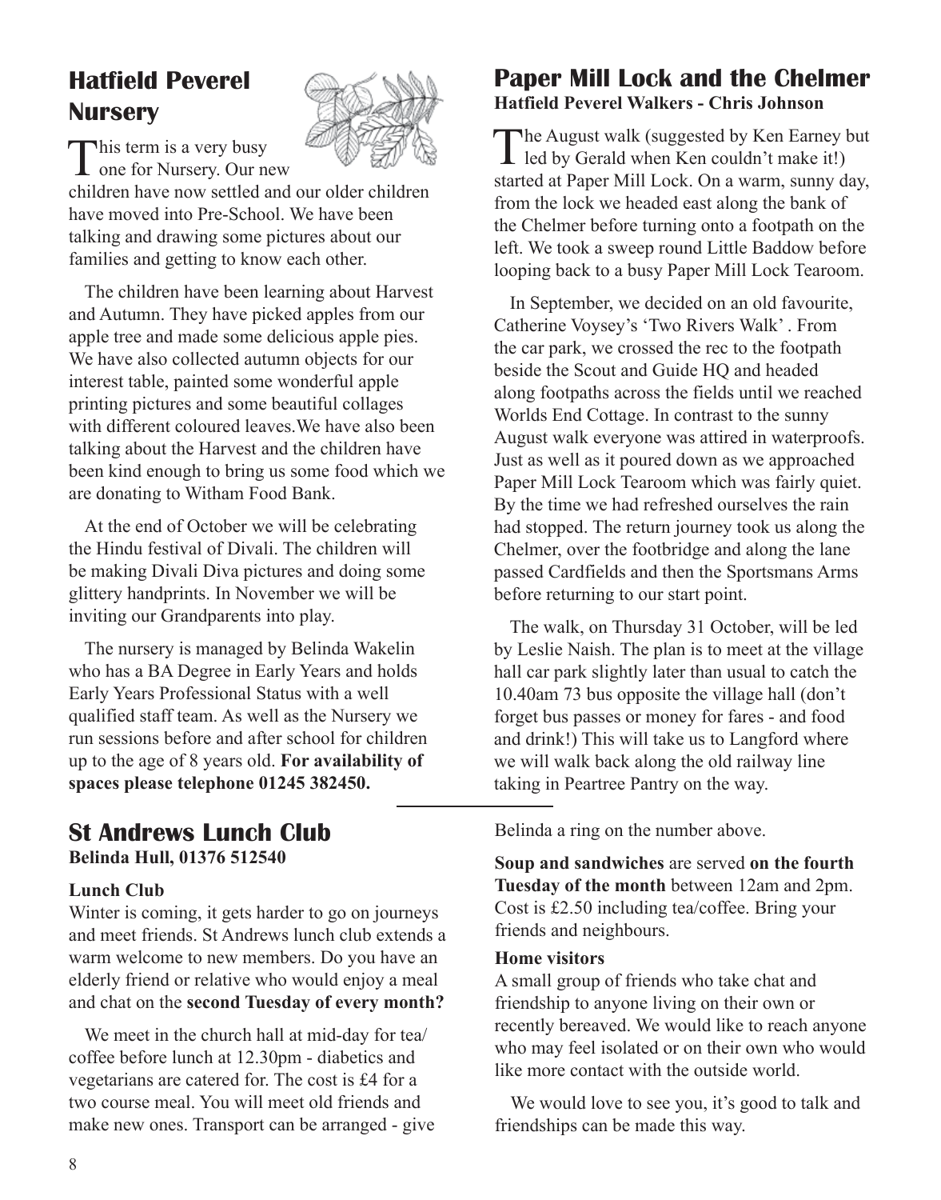## Hatfield Peverel Nursery

This term is a very busy one for Nursery. Our new children have now settled and our older children have moved into Pre-School. We have been talking and drawing some pictures about our families and getting to know each other.

The children have been learning about Harvest and Autumn. They have picked apples from our apple tree and made some delicious apple pies. We have also collected autumn objects for our interest table, painted some wonderful apple printing pictures and some beautiful collages with different coloured leaves.We have also been talking about the Harvest and the children have been kind enough to bring us some food which we are donating to Witham Food Bank.

At the end of October we will be celebrating the Hindu festival of Divali. The children will be making Divali Diva pictures and doing some glittery handprints. In November we will be inviting our Grandparents into play.

The nursery is managed by Belinda Wakelin who has a BA Degree in Early Years and holds Early Years Professional Status with a well qualified staff team. As well as the Nursery we run sessions before and after school for children up to the age of 8 years old. **For availability of spaces please telephone 01245 382450.**

## Paper Mill Lock and the Chelmer

**Hatfield Peverel Walkers - Chris Johnson**

The August walk (suggested by Ken Earney but led by Gerald when Ken couldn't make it!) started at Paper Mill Lock. On a warm, sunny day, from the lock we headed east along the bank of the Chelmer before turning onto a footpath on the left. We took a sweep round Little Baddow before looping back to a busy Paper Mill Lock Tearoom.

In September, we decided on an old favourite, Catherine Voysey's 'Two Rivers Walk' . From the car park, we crossed the rec to the footpath beside the Scout and Guide HQ and headed along footpaths across the fields until we reached Worlds End Cottage. In contrast to the sunny August walk everyone was attired in waterproofs. Just as well as it poured down as we approached Paper Mill Lock Tearoom which was fairly quiet. By the time we had refreshed ourselves the rain had stopped. The return journey took us along the Chelmer, over the footbridge and along the lane passed Cardfields and then the Sportsmans Arms before returning to our start point.

The walk, on Thursday 31 October, will be led by Leslie Naish. The plan is to meet at the village hall car park slightly later than usual to catch the 10.40am 73 bus opposite the village hall (don't forget bus passes or money for fares - and food and drink!) This will take us to Langford where we will walk back along the old railway line taking in Peartree Pantry on the way.

## St Andrews Lunch Club

**Belinda Hull, 01376 512540**

**Lunch Club**

Winter is coming, it gets harder to go on journeys and meet friends. St Andrews lunch club extends a warm welcome to new members. Do you have an elderly friend or relative who would enjoy a meal and chat on the **second Tuesday of every month?**

We meet in the church hall at mid-day for tea/ coffee before lunch at 12.30pm - diabetics and vegetarians are catered for. The cost is £4 for a two course meal. You will meet old friends and make new ones. Transport can be arranged - give Belinda a ring on the number above.

**Soup and sandwiches** are served **on the fourth Tuesday of the month** between 12am and 2pm. Cost is £2.50 including tea/coffee. Bring your friends and neighbours.

**Home visitors**

A small group of friends who take chat and friendship to anyone living on their own or recently bereaved. We would like to reach anyone who may feel isolated or on their own who would like more contact with the outside world.

We would love to see you, it's good to talk and friendships can be made this way.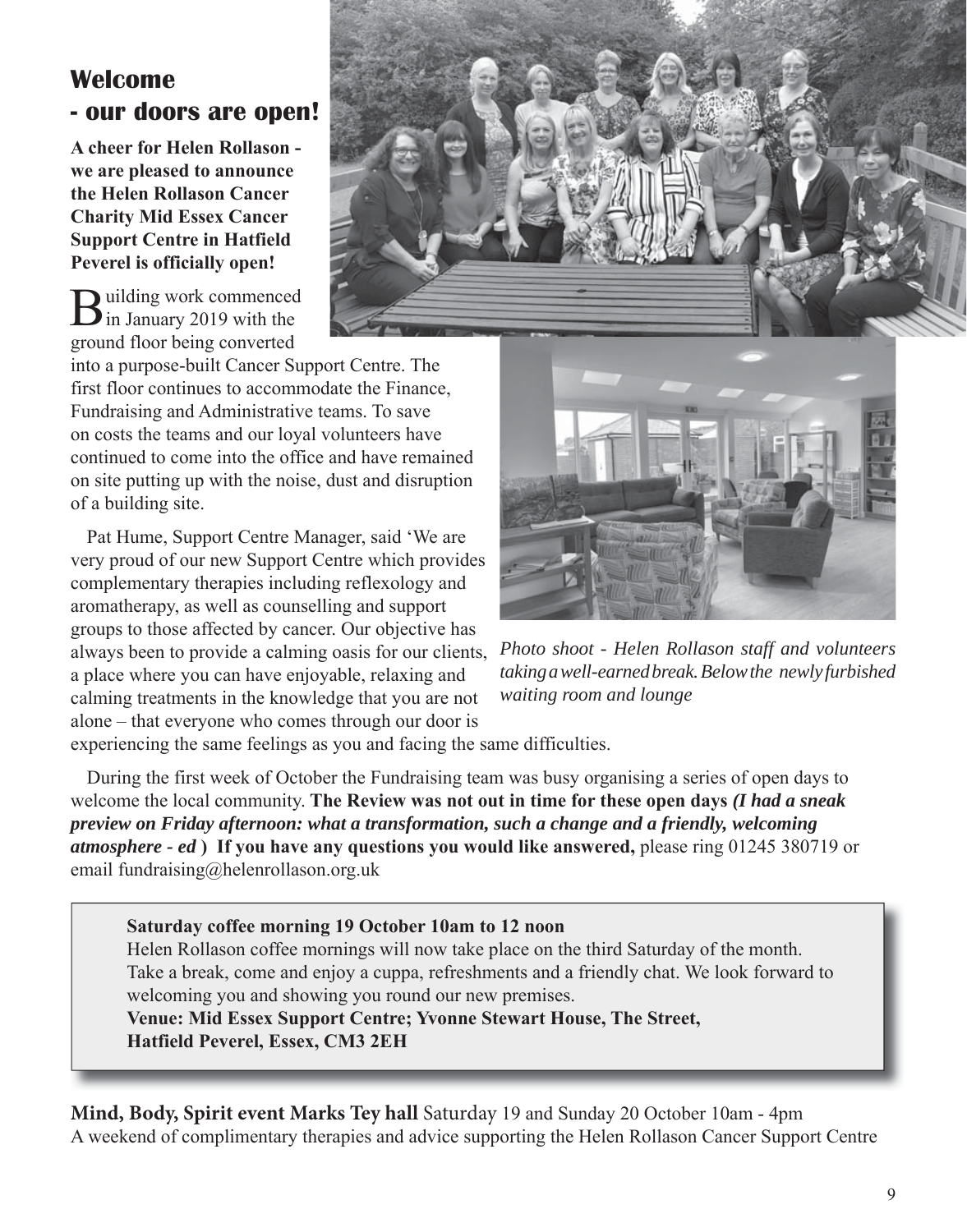# Welcome - our doors are open!

**A cheer for Helen Rollason - we are pleased to announce the Helen Rollason Cancer Charity Mid Essex Cancer Support Centre in Hatfield Peverel is officially open!**

Building work commenced in January 2019 with the ground floor being converted into a purpose-built Cancer Support Centre. The first floor continues to accommodate the Finance, Fundraising and Administrative teams. To save on costs the teams and our loyal volunteers have continued to come into the office and have remained on site putting up with the noise, dust and disruption of a building site.

Pat Hume, Support Centre Manager, said 'We are very proud of our new Support Centre which provides complementary therapies including reflexology and aromatherapy, as well as counselling and support groups to those affected by cancer. Our objective has always been to provide a calming oasis for our clients, a place where you can have enjoyable, relaxing and calming treatments in the knowledge that you are not alone – that everyone who comes through our door is experiencing the same feelings as you and facing the same difficulties.

*Photo shoot - Helen Rollason staff and volunteers taking a well-earned break. Below the newly furbished waiting room and lounge*

During the first week of October the Fundraising team was busy organising a series of open days to welcome the local community. **The Review was not out in time for these open days *(I had a sneak preview on Friday afternoon: what a transformation, such a change and a friendly, welcoming atmosphere - ed* ) If you have any questions you would like answered,** please ring 01245 380719 or email fundraising@helenrollason.org.uk

**Saturday coffee morning 19 October 10am to 12 noon**
Helen Rollason coffee mornings will now take place on the third Saturday of the month. Take a break, come and enjoy a cuppa, refreshments and a friendly chat. We look forward to welcoming you and showing you round our new premises.
**Venue: Mid Essex Support Centre; Yvonne Stewart House, The Street, Hatfield Peverel, Essex, CM3 2EH**

**Mind, Body, Spirit event Marks Tey hall** Saturday 19 and Sunday 20 October 10am - 4pm
A weekend of complimentary therapies and advice supporting the Helen Rollason Cancer Support Centre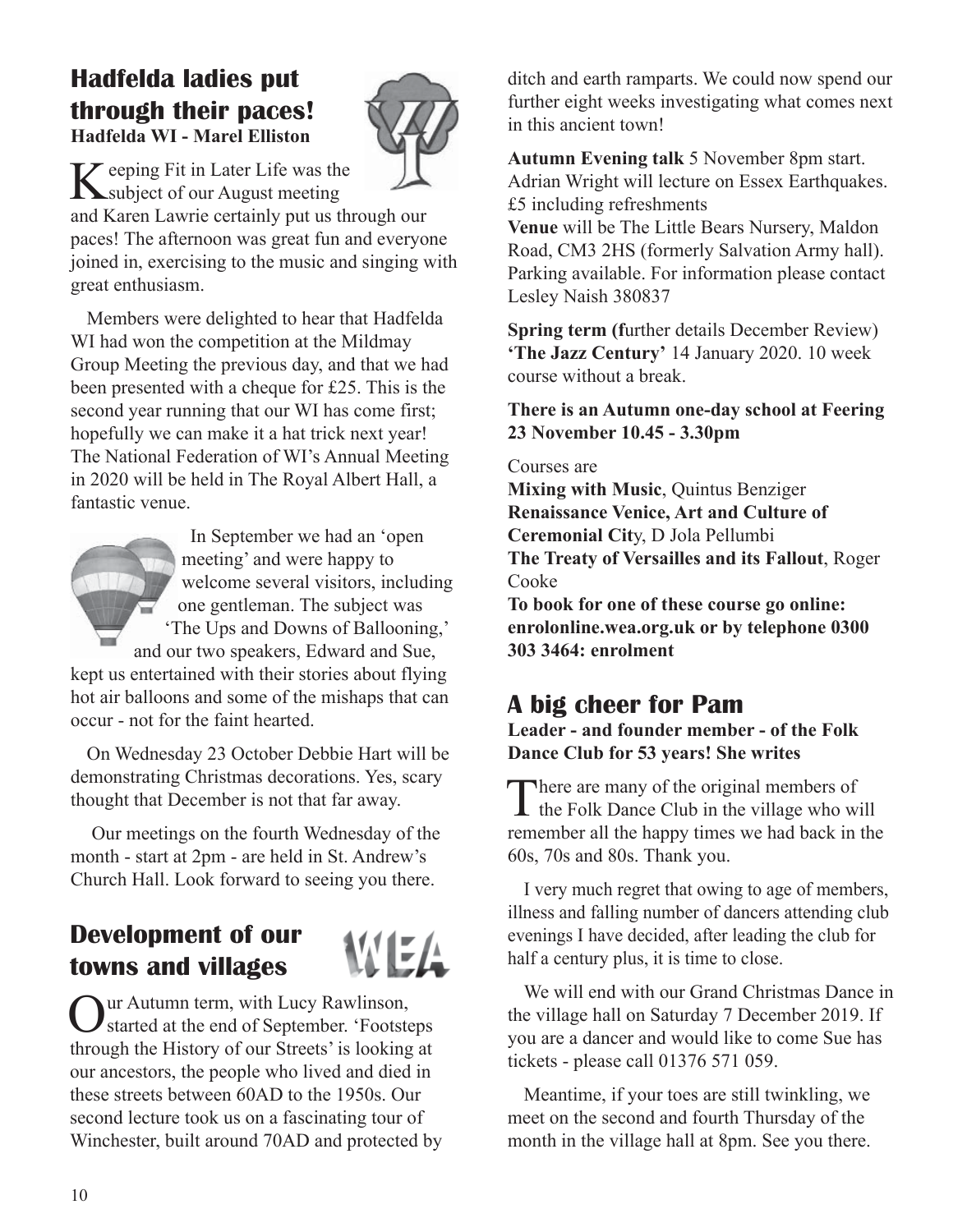## Hadfelda ladies put through their paces!

**Hadfelda WI - Marel Elliston**

Keeping Fit in Later Life was the subject of our August meeting and Karen Lawrie certainly put us through our paces! The afternoon was great fun and everyone joined in, exercising to the music and singing with great enthusiasm.

Members were delighted to hear that Hadfelda WI had won the competition at the Mildmay Group Meeting the previous day, and that we had been presented with a cheque for £25. This is the second year running that our WI has come first; hopefully we can make it a hat trick next year! The National Federation of WI's Annual Meeting in 2020 will be held in The Royal Albert Hall, a fantastic venue.

In September we had an 'open meeting' and were happy to welcome several visitors, including one gentleman. The subject was 'The Ups and Downs of Ballooning,' and our two speakers, Edward and Sue, kept us entertained with their stories about flying hot air balloons and some of the mishaps that can occur - not for the faint hearted.

On Wednesday 23 October Debbie Hart will be demonstrating Christmas decorations. Yes, scary thought that December is not that far away.

Our meetings on the fourth Wednesday of the month - start at 2pm - are held in St. Andrew's Church Hall. Look forward to seeing you there.

## Development of our towns and villages

Our Autumn term, with Lucy Rawlinson, started at the end of September. 'Footsteps through the History of our Streets' is looking at our ancestors, the people who lived and died in these streets between 60AD to the 1950s. Our second lecture took us on a fascinating tour of Winchester, built around 70AD and protected by ditch and earth ramparts. We could now spend our further eight weeks investigating what comes next in this ancient town!

**Autumn Evening talk** 5 November 8pm start. Adrian Wright will lecture on Essex Earthquakes. £5 including refreshments

**Venue** will be The Little Bears Nursery, Maldon Road, CM3 2HS (formerly Salvation Army hall). Parking available. For information please contact Lesley Naish 380837

**Spring term (f**urther details December Review) **'The Jazz Century'** 14 January 2020. 10 week course without a break.

**There is an Autumn one-day school at Feering 23 November 10.45 - 3.30pm**

Courses are

**Mixing with Music**, Quintus Benziger
**Renaissance Venice, Art and Culture of Ceremonial Cit**y, D Jola Pellumbi
**The Treaty of Versailles and its Fallout**, Roger Cooke

**To book for one of these course go online: enrolonline.wea.org.uk or by telephone 0300 303 3464: enrolment**

## A big cheer for Pam

**Leader - and founder member - of the Folk Dance Club for 53 years! She writes**

There are many of the original members of the Folk Dance Club in the village who will remember all the happy times we had back in the 60s, 70s and 80s. Thank you.

I very much regret that owing to age of members, illness and falling number of dancers attending club evenings I have decided, after leading the club for half a century plus, it is time to close.

We will end with our Grand Christmas Dance in the village hall on Saturday 7 December 2019. If you are a dancer and would like to come Sue has tickets - please call 01376 571 059.

Meantime, if your toes are still twinkling, we meet on the second and fourth Thursday of the month in the village hall at 8pm. See you there.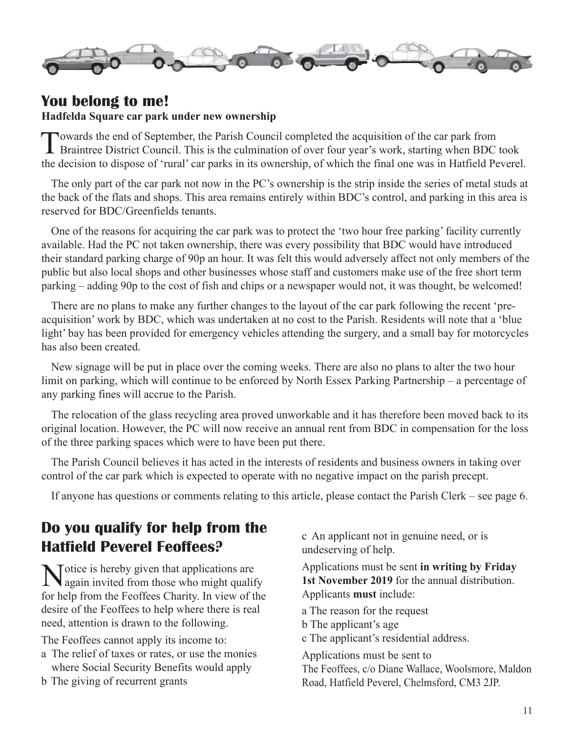## You belong to me!

**Hadfelda Square car park under new ownership**

Towards the end of September, the Parish Council completed the acquisition of the car park from Braintree District Council. This is the culmination of over four year's work, starting when BDC took the decision to dispose of 'rural' car parks in its ownership, of which the final one was in Hatfield Peverel.

The only part of the car park not now in the PC's ownership is the strip inside the series of metal studs at the back of the flats and shops. This area remains entirely within BDC's control, and parking in this area is reserved for BDC/Greenfields tenants.

One of the reasons for acquiring the car park was to protect the 'two hour free parking' facility currently available. Had the PC not taken ownership, there was every possibility that BDC would have introduced their standard parking charge of 90p an hour. It was felt this would adversely affect not only members of the public but also local shops and other businesses whose staff and customers make use of the free short term parking – adding 90p to the cost of fish and chips or a newspaper would not, it was thought, be welcomed!

There are no plans to make any further changes to the layout of the car park following the recent 'pre-acquisition' work by BDC, which was undertaken at no cost to the Parish. Residents will note that a 'blue light' bay has been provided for emergency vehicles attending the surgery, and a small bay for motorcycles has also been created.

New signage will be put in place over the coming weeks. There are also no plans to alter the two hour limit on parking, which will continue to be enforced by North Essex Parking Partnership – a percentage of any parking fines will accrue to the Parish.

The relocation of the glass recycling area proved unworkable and it has therefore been moved back to its original location. However, the PC will now receive an annual rent from BDC in compensation for the loss of the three parking spaces which were to have been put there.

The Parish Council believes it has acted in the interests of residents and business owners in taking over control of the car park which is expected to operate with no negative impact on the parish precept.

If anyone has questions or comments relating to this article, please contact the Parish Clerk – see page 6.

## Do you qualify for help from the Hatfield Peverel Feoffees?

Notice is hereby given that applications are again invited from those who might qualify for help from the Feoffees Charity. In view of the desire of the Feoffees to help where there is real need, attention is drawn to the following.

The Feoffees cannot apply its income to:

a The relief of taxes or rates, or use the monies where Social Security Benefits would apply

b The giving of recurrent grants

c An applicant not in genuine need, or is undeserving of help.

Applications must be sent **in writing by Friday 1st November 2019** for the annual distribution. Applicants **must** include:

a The reason for the request

b The applicant's age

c The applicant's residential address.

Applications must be sent to

The Feoffees, c/o Diane Wallace, Woolsmore, Maldon Road, Hatfield Peverel, Chelmsford, CM3 2JP.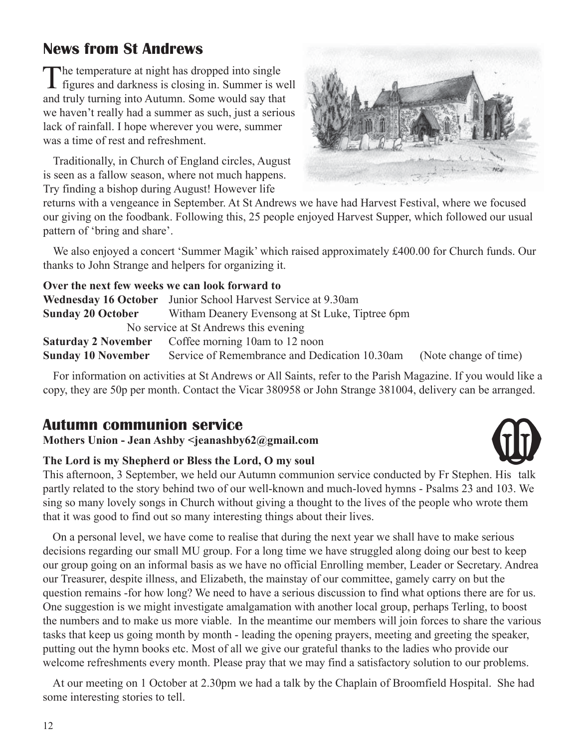## News from St Andrews

The temperature at night has dropped into single figures and darkness is closing in. Summer is well and truly turning into Autumn. Some would say that we haven't really had a summer as such, just a serious lack of rainfall. I hope wherever you were, summer was a time of rest and refreshment.

Traditionally, in Church of England circles, August is seen as a fallow season, where not much happens. Try finding a bishop during August! However life returns with a vengeance in September. At St Andrews we have had Harvest Festival, where we focused our giving on the foodbank. Following this, 25 people enjoyed Harvest Supper, which followed our usual pattern of 'bring and share'.

We also enjoyed a concert 'Summer Magik' which raised approximately £400.00 for Church funds. Our thanks to John Strange and helpers for organizing it.

**Over the next few weeks we can look forward to**

**Wednesday 16 October** Junior School Harvest Service at 9.30am
**Sunday 20 October** Witham Deanery Evensong at St Luke, Tiptree 6pm
No service at St Andrews this evening
**Saturday 2 November** Coffee morning 10am to 12 noon
**Sunday 10 November** Service of Remembrance and Dedication 10.30am (Note change of time)

For information on activities at St Andrews or All Saints, refer to the Parish Magazine. If you would like a copy, they are 50p per month. Contact the Vicar 380958 or John Strange 381004, delivery can be arranged.

## Autumn communion service

**Mothers Union - Jean Ashby <jeanashby62@gmail.com**

**The Lord is my Shepherd or Bless the Lord, O my soul**

This afternoon, 3 September, we held our Autumn communion service conducted by Fr Stephen. His talk partly related to the story behind two of our well-known and much-loved hymns - Psalms 23 and 103. We sing so many lovely songs in Church without giving a thought to the lives of the people who wrote them that it was good to find out so many interesting things about their lives.

On a personal level, we have come to realise that during the next year we shall have to make serious decisions regarding our small MU group. For a long time we have struggled along doing our best to keep our group going on an informal basis as we have no official Enrolling member, Leader or Secretary. Andrea our Treasurer, despite illness, and Elizabeth, the mainstay of our committee, gamely carry on but the question remains -for how long? We need to have a serious discussion to find what options there are for us. One suggestion is we might investigate amalgamation with another local group, perhaps Terling, to boost the numbers and to make us more viable. In the meantime our members will join forces to share the various tasks that keep us going month by month - leading the opening prayers, meeting and greeting the speaker, putting out the hymn books etc. Most of all we give our grateful thanks to the ladies who provide our welcome refreshments every month. Please pray that we may find a satisfactory solution to our problems.

At our meeting on 1 October at 2.30pm we had a talk by the Chaplain of Broomfield Hospital. She had some interesting stories to tell.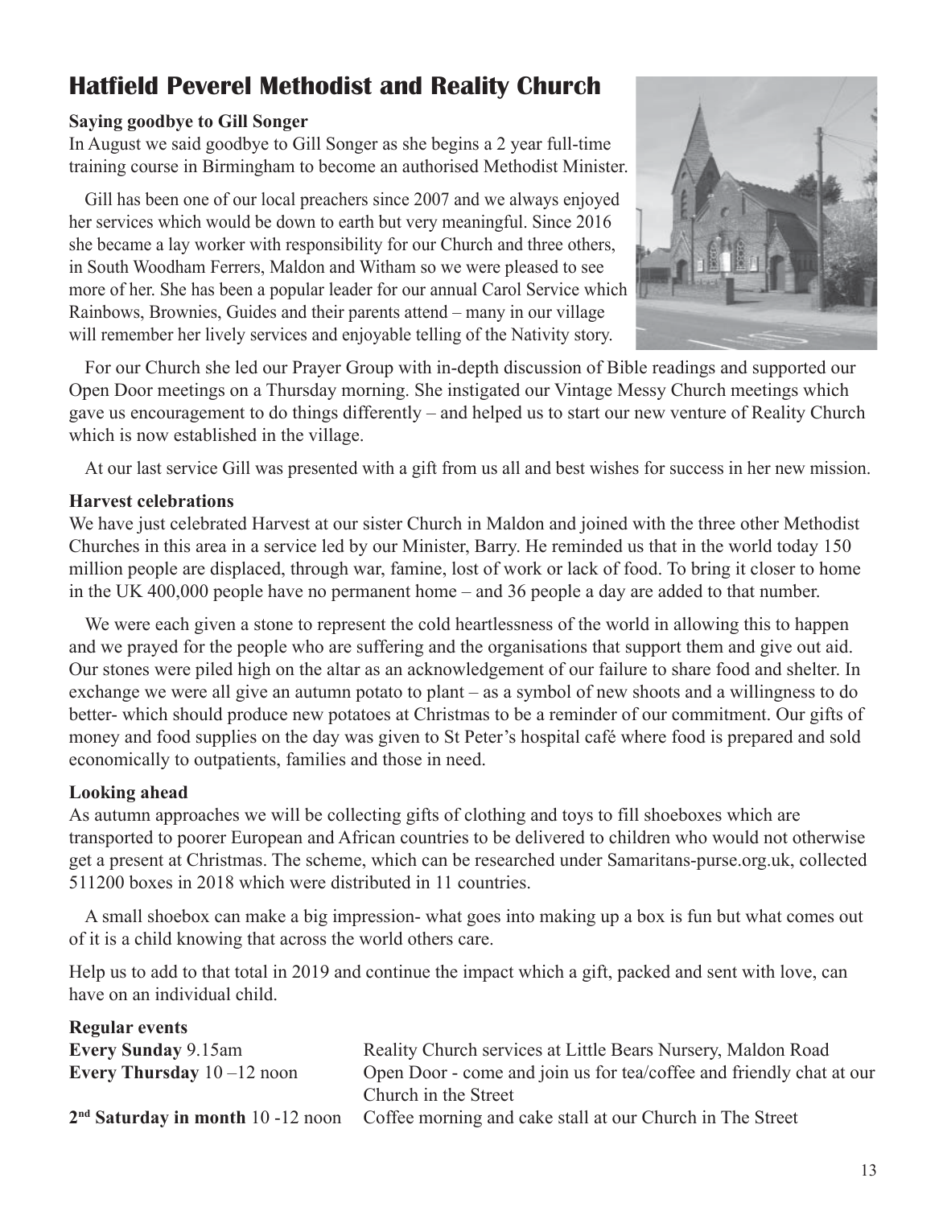# Hatfield Peverel Methodist and Reality Church

**Saying goodbye to Gill Songer**

In August we said goodbye to Gill Songer as she begins a 2 year full-time training course in Birmingham to become an authorised Methodist Minister.

Gill has been one of our local preachers since 2007 and we always enjoyed her services which would be down to earth but very meaningful. Since 2016 she became a lay worker with responsibility for our Church and three others, in South Woodham Ferrers, Maldon and Witham so we were pleased to see more of her. She has been a popular leader for our annual Carol Service which Rainbows, Brownies, Guides and their parents attend – many in our village will remember her lively services and enjoyable telling of the Nativity story.

For our Church she led our Prayer Group with in-depth discussion of Bible readings and supported our Open Door meetings on a Thursday morning. She instigated our Vintage Messy Church meetings which gave us encouragement to do things differently – and helped us to start our new venture of Reality Church which is now established in the village.

At our last service Gill was presented with a gift from us all and best wishes for success in her new mission.

**Harvest celebrations**

We have just celebrated Harvest at our sister Church in Maldon and joined with the three other Methodist Churches in this area in a service led by our Minister, Barry. He reminded us that in the world today 150 million people are displaced, through war, famine, lost of work or lack of food. To bring it closer to home in the UK 400,000 people have no permanent home – and 36 people a day are added to that number.

We were each given a stone to represent the cold heartlessness of the world in allowing this to happen and we prayed for the people who are suffering and the organisations that support them and give out aid. Our stones were piled high on the altar as an acknowledgement of our failure to share food and shelter. In exchange we were all give an autumn potato to plant – as a symbol of new shoots and a willingness to do better- which should produce new potatoes at Christmas to be a reminder of our commitment. Our gifts of money and food supplies on the day was given to St Peter's hospital café where food is prepared and sold economically to outpatients, families and those in need.

**Looking ahead**

As autumn approaches we will be collecting gifts of clothing and toys to fill shoeboxes which are transported to poorer European and African countries to be delivered to children who would not otherwise get a present at Christmas. The scheme, which can be researched under Samaritans-purse.org.uk, collected 511200 boxes in 2018 which were distributed in 11 countries.

A small shoebox can make a big impression- what goes into making up a box is fun but what comes out of it is a child knowing that across the world others care.

Help us to add to that total in 2019 and continue the impact which a gift, packed and sent with love, can have on an individual child.

**Regular events**

| | |
|---|---|
| **Every Sunday** 9.15am | Reality Church services at Little Bears Nursery, Maldon Road |
| **Every Thursday** 10 –12 noon | Open Door - come and join us for tea/coffee and friendly chat at our Church in the Street |
| **2nd Saturday in month** 10 -12 noon | Coffee morning and cake stall at our Church in The Street |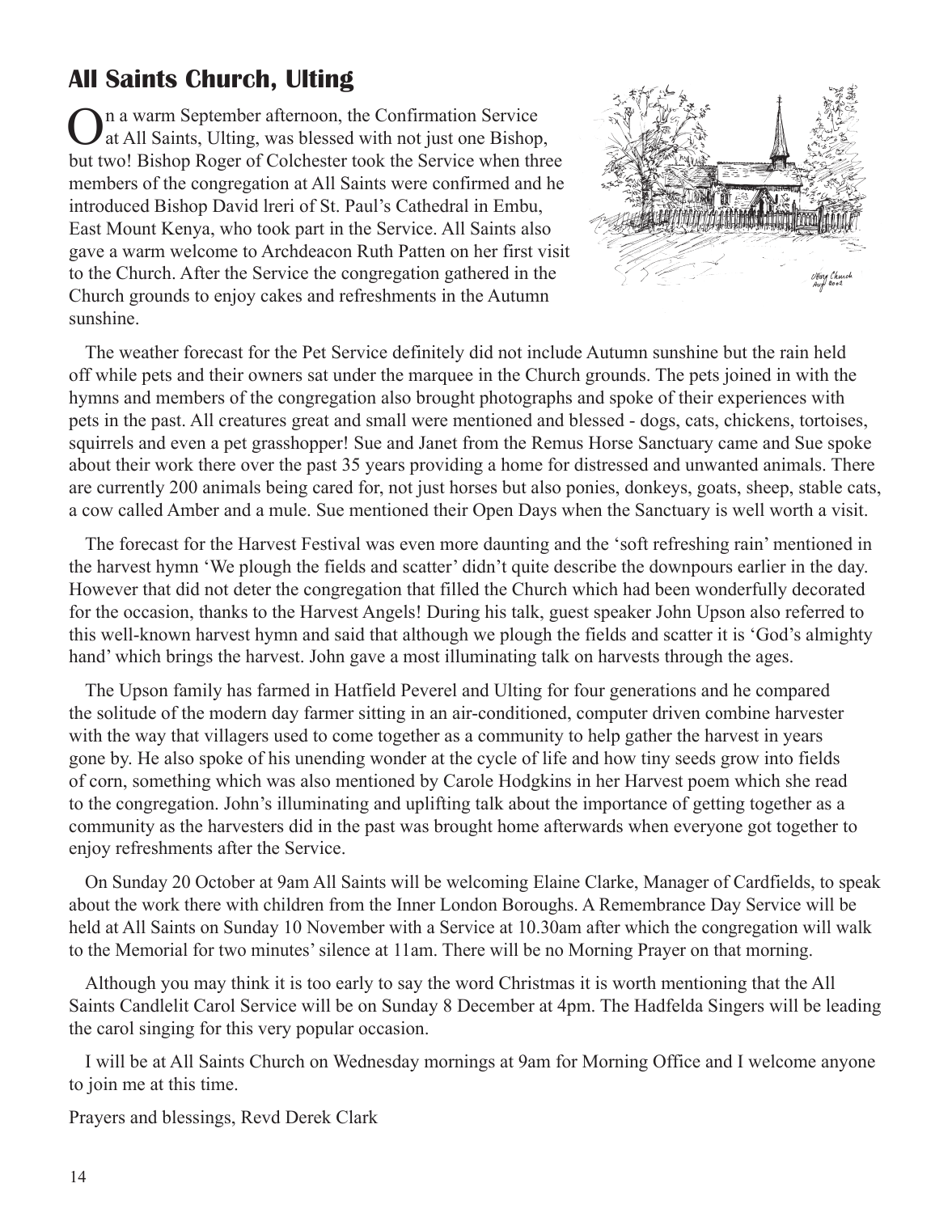## All Saints Church, Ulting

On a warm September afternoon, the Confirmation Service at All Saints, Ulting, was blessed with not just one Bishop, but two! Bishop Roger of Colchester took the Service when three members of the congregation at All Saints were confirmed and he introduced Bishop David lreri of St. Paul's Cathedral in Embu, East Mount Kenya, who took part in the Service. All Saints also gave a warm welcome to Archdeacon Ruth Patten on her first visit to the Church. After the Service the congregation gathered in the Church grounds to enjoy cakes and refreshments in the Autumn sunshine.

The weather forecast for the Pet Service definitely did not include Autumn sunshine but the rain held off while pets and their owners sat under the marquee in the Church grounds. The pets joined in with the hymns and members of the congregation also brought photographs and spoke of their experiences with pets in the past. All creatures great and small were mentioned and blessed - dogs, cats, chickens, tortoises, squirrels and even a pet grasshopper! Sue and Janet from the Remus Horse Sanctuary came and Sue spoke about their work there over the past 35 years providing a home for distressed and unwanted animals. There are currently 200 animals being cared for, not just horses but also ponies, donkeys, goats, sheep, stable cats, a cow called Amber and a mule. Sue mentioned their Open Days when the Sanctuary is well worth a visit.

The forecast for the Harvest Festival was even more daunting and the 'soft refreshing rain' mentioned in the harvest hymn 'We plough the fields and scatter' didn't quite describe the downpours earlier in the day. However that did not deter the congregation that filled the Church which had been wonderfully decorated for the occasion, thanks to the Harvest Angels! During his talk, guest speaker John Upson also referred to this well-known harvest hymn and said that although we plough the fields and scatter it is 'God's almighty hand' which brings the harvest. John gave a most illuminating talk on harvests through the ages.

The Upson family has farmed in Hatfield Peverel and Ulting for four generations and he compared the solitude of the modern day farmer sitting in an air-conditioned, computer driven combine harvester with the way that villagers used to come together as a community to help gather the harvest in years gone by. He also spoke of his unending wonder at the cycle of life and how tiny seeds grow into fields of corn, something which was also mentioned by Carole Hodgkins in her Harvest poem which she read to the congregation. John's illuminating and uplifting talk about the importance of getting together as a community as the harvesters did in the past was brought home afterwards when everyone got together to enjoy refreshments after the Service.

On Sunday 20 October at 9am All Saints will be welcoming Elaine Clarke, Manager of Cardfields, to speak about the work there with children from the Inner London Boroughs. A Remembrance Day Service will be held at All Saints on Sunday 10 November with a Service at 10.30am after which the congregation will walk to the Memorial for two minutes' silence at 11am. There will be no Morning Prayer on that morning.

Although you may think it is too early to say the word Christmas it is worth mentioning that the All Saints Candlelit Carol Service will be on Sunday 8 December at 4pm. The Hadfelda Singers will be leading the carol singing for this very popular occasion.

I will be at All Saints Church on Wednesday mornings at 9am for Morning Office and I welcome anyone to join me at this time.

Prayers and blessings, Revd Derek Clark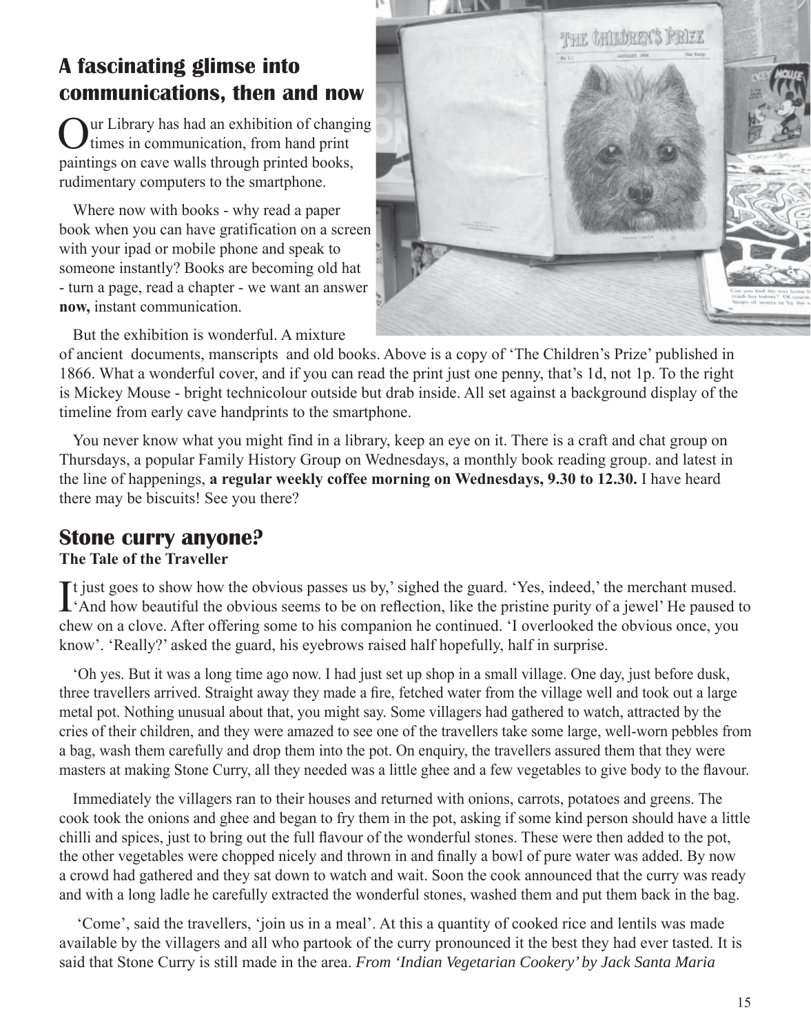## A fascinating glimse into communications, then and now

Our Library has had an exhibition of changing times in communication, from hand print paintings on cave walls through printed books, rudimentary computers to the smartphone.

Where now with books - why read a paper book when you can have gratification on a screen with your ipad or mobile phone and speak to someone instantly? Books are becoming old hat - turn a page, read a chapter - we want an answer **now,** instant communication.

But the exhibition is wonderful. A mixture of ancient documents, manscripts and old books. Above is a copy of 'The Children's Prize' published in 1866. What a wonderful cover, and if you can read the print just one penny, that's 1d, not 1p. To the right is Mickey Mouse - bright technicolour outside but drab inside. All set against a background display of the timeline from early cave handprints to the smartphone.

You never know what you might find in a library, keep an eye on it. There is a craft and chat group on Thursdays, a popular Family History Group on Wednesdays, a monthly book reading group. and latest in the line of happenings, **a regular weekly coffee morning on Wednesdays, 9.30 to 12.30.** I have heard there may be biscuits! See you there?

## Stone curry anyone?

**The Tale of the Traveller**

It just goes to show how the obvious passes us by,' sighed the guard. 'Yes, indeed,' the merchant mused. 'And how beautiful the obvious seems to be on reflection, like the pristine purity of a jewel' He paused to chew on a clove. After offering some to his companion he continued. 'I overlooked the obvious once, you know'. 'Really?' asked the guard, his eyebrows raised half hopefully, half in surprise.

'Oh yes. But it was a long time ago now. I had just set up shop in a small village. One day, just before dusk, three travellers arrived. Straight away they made a fire, fetched water from the village well and took out a large metal pot. Nothing unusual about that, you might say. Some villagers had gathered to watch, attracted by the cries of their children, and they were amazed to see one of the travellers take some large, well-worn pebbles from a bag, wash them carefully and drop them into the pot. On enquiry, the travellers assured them that they were masters at making Stone Curry, all they needed was a little ghee and a few vegetables to give body to the flavour.

Immediately the villagers ran to their houses and returned with onions, carrots, potatoes and greens. The cook took the onions and ghee and began to fry them in the pot, asking if some kind person should have a little chilli and spices, just to bring out the full flavour of the wonderful stones. These were then added to the pot, the other vegetables were chopped nicely and thrown in and finally a bowl of pure water was added. By now a crowd had gathered and they sat down to watch and wait. Soon the cook announced that the curry was ready and with a long ladle he carefully extracted the wonderful stones, washed them and put them back in the bag.

'Come', said the travellers, 'join us in a meal'. At this a quantity of cooked rice and lentils was made available by the villagers and all who partook of the curry pronounced it the best they had ever tasted. It is said that Stone Curry is still made in the area. *From 'Indian Vegetarian Cookery' by Jack Santa Maria*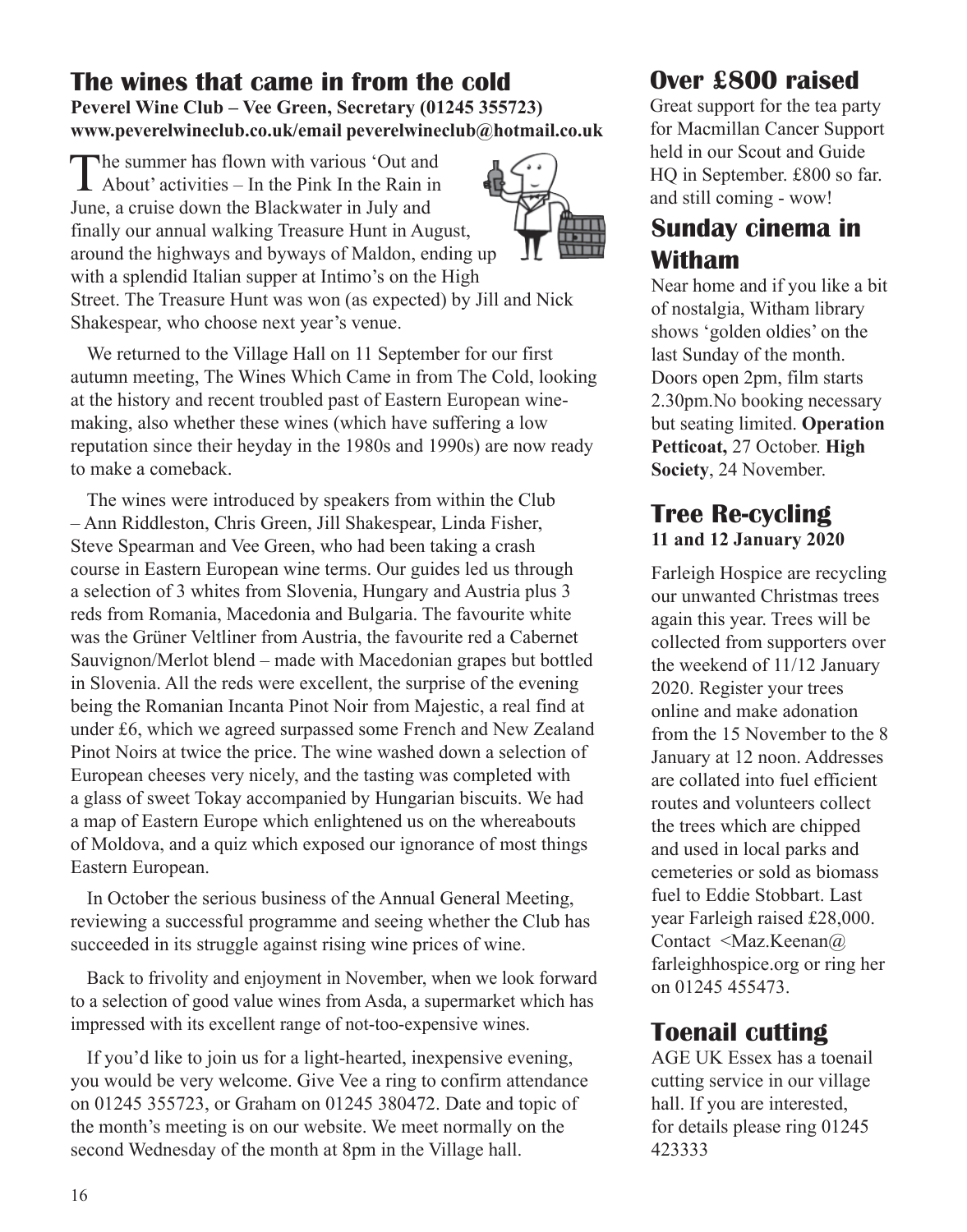## The wines that came in from the cold

**Peverel Wine Club – Vee Green, Secretary (01245 355723)**
**www.peverelwineclub.co.uk/email peverelwineclub@hotmail.co.uk**

The summer has flown with various 'Out and About' activities – In the Pink In the Rain in June, a cruise down the Blackwater in July and finally our annual walking Treasure Hunt in August, around the highways and byways of Maldon, ending up with a splendid Italian supper at Intimo's on the High Street. The Treasure Hunt was won (as expected) by Jill and Nick Shakespear, who choose next year's venue.

We returned to the Village Hall on 11 September for our first autumn meeting, The Wines Which Came in from The Cold, looking at the history and recent troubled past of Eastern European wine-making, also whether these wines (which have suffering a low reputation since their heyday in the 1980s and 1990s) are now ready to make a comeback.

The wines were introduced by speakers from within the Club – Ann Riddleston, Chris Green, Jill Shakespear, Linda Fisher, Steve Spearman and Vee Green, who had been taking a crash course in Eastern European wine terms. Our guides led us through a selection of 3 whites from Slovenia, Hungary and Austria plus 3 reds from Romania, Macedonia and Bulgaria. The favourite white was the Grüner Veltliner from Austria, the favourite red a Cabernet Sauvignon/Merlot blend – made with Macedonian grapes but bottled in Slovenia. All the reds were excellent, the surprise of the evening being the Romanian Incanta Pinot Noir from Majestic, a real find at under £6, which we agreed surpassed some French and New Zealand Pinot Noirs at twice the price. The wine washed down a selection of European cheeses very nicely, and the tasting was completed with a glass of sweet Tokay accompanied by Hungarian biscuits. We had a map of Eastern Europe which enlightened us on the whereabouts of Moldova, and a quiz which exposed our ignorance of most things Eastern European.

In October the serious business of the Annual General Meeting, reviewing a successful programme and seeing whether the Club has succeeded in its struggle against rising wine prices of wine.

Back to frivolity and enjoyment in November, when we look forward to a selection of good value wines from Asda, a supermarket which has impressed with its excellent range of not-too-expensive wines.

If you'd like to join us for a light-hearted, inexpensive evening, you would be very welcome. Give Vee a ring to confirm attendance on 01245 355723, or Graham on 01245 380472. Date and topic of the month's meeting is on our website. We meet normally on the second Wednesday of the month at 8pm in the Village hall.

## Over £800 raised

Great support for the tea party for Macmillan Cancer Support held in our Scout and Guide HQ in September. £800 so far. and still coming - wow!

## Sunday cinema in Witham

Near home and if you like a bit of nostalgia, Witham library shows 'golden oldies' on the last Sunday of the month. Doors open 2pm, film starts 2.30pm.No booking necessary but seating limited. **Operation Petticoat,** 27 October. **High Society**, 24 November.

## Tree Re-cycling

**11 and 12 January 2020**

Farleigh Hospice are recycling our unwanted Christmas trees again this year. Trees will be collected from supporters over the weekend of 11/12 January 2020. Register your trees online and make adonation from the 15 November to the 8 January at 12 noon. Addresses are collated into fuel efficient routes and volunteers collect the trees which are chipped and used in local parks and cemeteries or sold as biomass fuel to Eddie Stobbart. Last year Farleigh raised £28,000. Contact <Maz.Keenan@ farleighhospice.org or ring her on 01245 455473.

## Toenail cutting

AGE UK Essex has a toenail cutting service in our village hall. If you are interested, for details please ring 01245 423333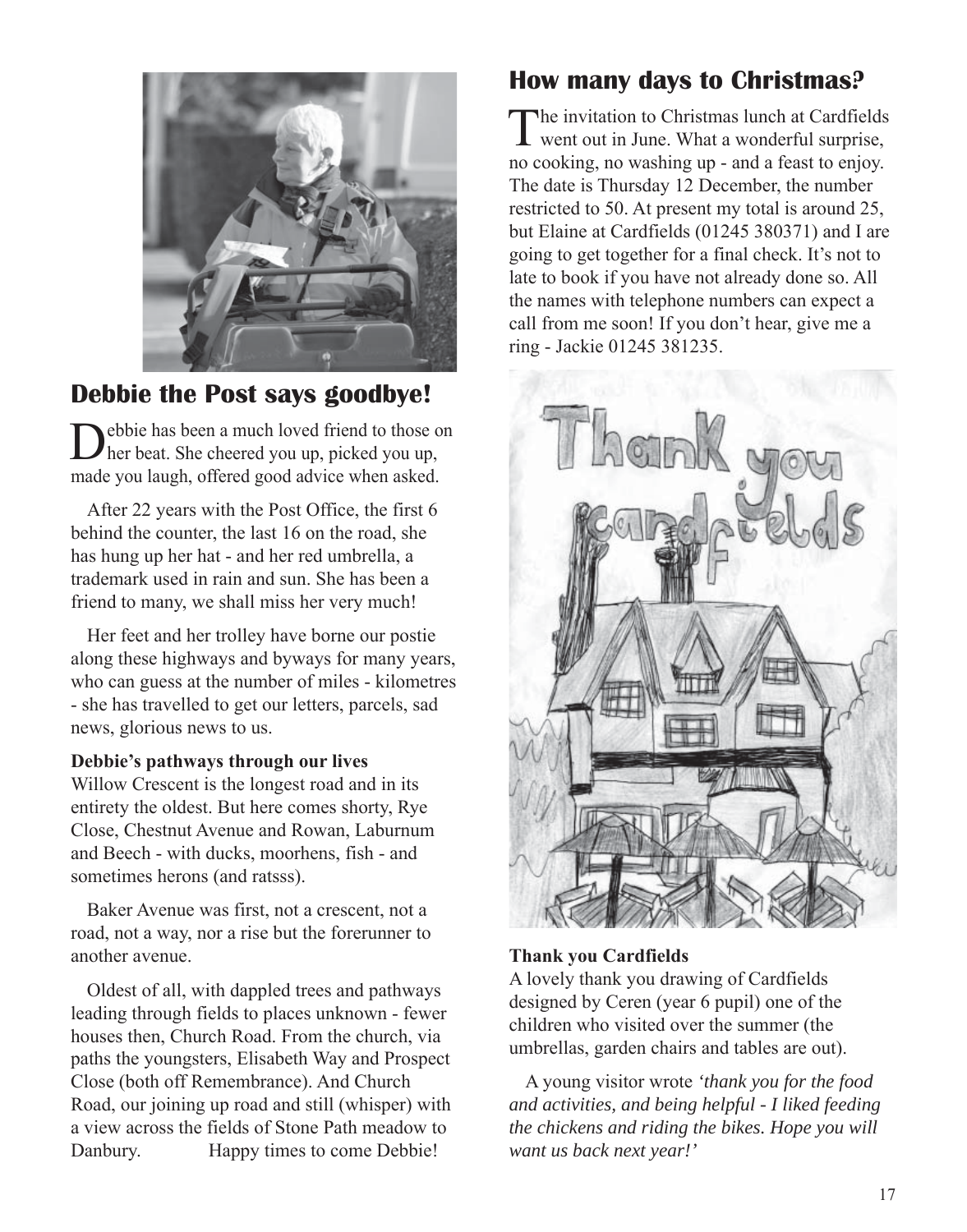## Debbie the Post says goodbye!

Debbie has been a much loved friend to those on her beat. She cheered you up, picked you up, made you laugh, offered good advice when asked.

After 22 years with the Post Office, the first 6 behind the counter, the last 16 on the road, she has hung up her hat - and her red umbrella, a trademark used in rain and sun. She has been a friend to many, we shall miss her very much!

Her feet and her trolley have borne our postie along these highways and byways for many years, who can guess at the number of miles - kilometres - she has travelled to get our letters, parcels, sad news, glorious news to us.

**Debbie's pathways through our lives**
Willow Crescent is the longest road and in its entirety the oldest. But here comes shorty, Rye Close, Chestnut Avenue and Rowan, Laburnum and Beech - with ducks, moorhens, fish - and sometimes herons (and ratsss).

Baker Avenue was first, not a crescent, not a road, not a way, nor a rise but the forerunner to another avenue.

Oldest of all, with dappled trees and pathways leading through fields to places unknown - fewer houses then, Church Road. From the church, via paths the youngsters, Elisabeth Way and Prospect Close (both off Remembrance). And Church Road, our joining up road and still (whisper) with a view across the fields of Stone Path meadow to Danbury. Happy times to come Debbie!

## How many days to Christmas?

The invitation to Christmas lunch at Cardfields went out in June. What a wonderful surprise, no cooking, no washing up - and a feast to enjoy. The date is Thursday 12 December, the number restricted to 50. At present my total is around 25, but Elaine at Cardfields (01245 380371) and I are going to get together for a final check. It's not to late to book if you have not already done so. All the names with telephone numbers can expect a call from me soon! If you don't hear, give me a ring - Jackie 01245 381235.

**Thank you Cardfields**
A lovely thank you drawing of Cardfields designed by Ceren (year 6 pupil) one of the children who visited over the summer (the umbrellas, garden chairs and tables are out).

A young visitor wrote *'thank you for the food and activities, and being helpful - I liked feeding the chickens and riding the bikes. Hope you will want us back next year!'*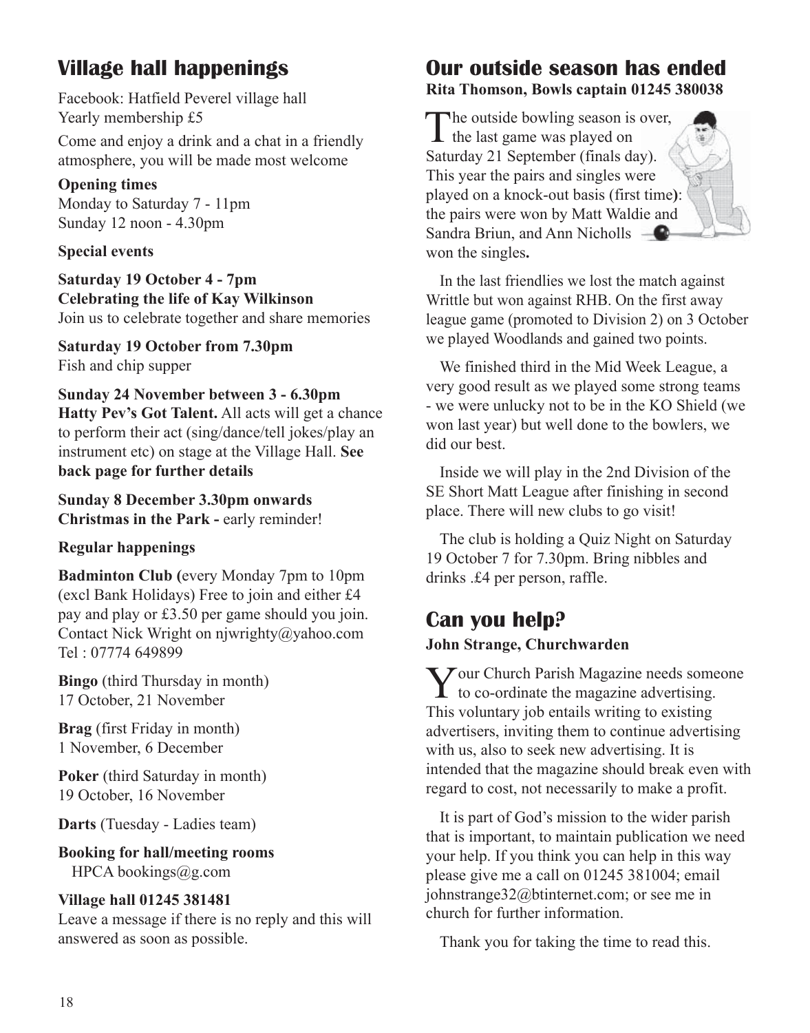## Village hall happenings

Facebook: Hatfield Peverel village hall
Yearly membership £5

Come and enjoy a drink and a chat in a friendly atmosphere, you will be made most welcome

**Opening times**
Monday to Saturday 7 - 11pm
Sunday 12 noon - 4.30pm

**Special events**

**Saturday 19 October 4 - 7pm**
**Celebrating the life of Kay Wilkinson**
Join us to celebrate together and share memories

**Saturday 19 October from 7.30pm**
Fish and chip supper

**Sunday 24 November between 3 - 6.30pm**
**Hatty Pev's Got Talent.** All acts will get a chance to perform their act (sing/dance/tell jokes/play an instrument etc) on stage at the Village Hall. **See back page for further details**

**Sunday 8 December 3.30pm onwards**
**Christmas in the Park -** early reminder!

**Regular happenings**

**Badminton Club (**every Monday 7pm to 10pm (excl Bank Holidays) Free to join and either £4 pay and play or £3.50 per game should you join. Contact Nick Wright on njwrighty@yahoo.com Tel : 07774 649899

**Bingo** (third Thursday in month)
17 October, 21 November

**Brag** (first Friday in month)
1 November, 6 December

**Poker** (third Saturday in month)
19 October, 16 November

**Darts** (Tuesday - Ladies team)

**Booking for hall/meeting rooms**
HPCA bookings@g.com

**Village hall 01245 381481**
Leave a message if there is no reply and this will answered as soon as possible.

## Our outside season has ended

**Rita Thomson, Bowls captain 01245 380038**

The outside bowling season is over, the last game was played on Saturday 21 September (finals day). This year the pairs and singles were played on a knock-out basis (first time): the pairs were won by Matt Waldie and Sandra Briun, and Ann Nicholls won the singles**.**

In the last friendlies we lost the match against Writtle but won against RHB. On the first away league game (promoted to Division 2) on 3 October we played Woodlands and gained two points.

We finished third in the Mid Week League, a very good result as we played some strong teams - we were unlucky not to be in the KO Shield (we won last year) but well done to the bowlers, we did our best.

Inside we will play in the 2nd Division of the SE Short Matt League after finishing in second place. There will new clubs to go visit!

The club is holding a Quiz Night on Saturday 19 October 7 for 7.30pm. Bring nibbles and drinks .£4 per person, raffle.

## Can you help?

**John Strange, Churchwarden**

Your Church Parish Magazine needs someone to co-ordinate the magazine advertising. This voluntary job entails writing to existing advertisers, inviting them to continue advertising with us, also to seek new advertising. It is intended that the magazine should break even with regard to cost, not necessarily to make a profit.

It is part of God's mission to the wider parish that is important, to maintain publication we need your help. If you think you can help in this way please give me a call on 01245 381004; email johnstrange32@btinternet.com; or see me in church for further information.

Thank you for taking the time to read this.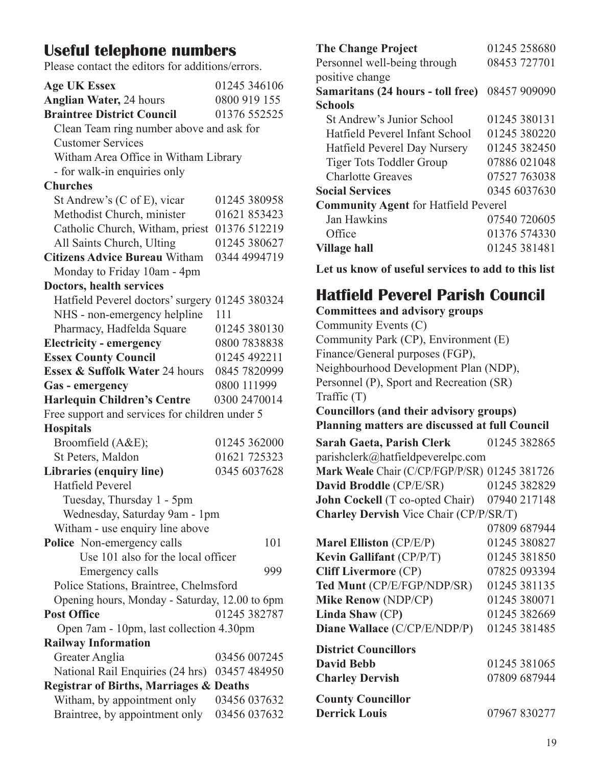## Useful telephone numbers

Please contact the editors for additions/errors.

**Age UK Essex** 01245 346106
**Anglian Water,** 24 hours 0800 919 155
**Braintree District Council** 01376 552525
Clean Team ring number above and ask for Customer Services
Witham Area Office in Witham Library - for walk-in enquiries only

**Churches**
St Andrew's (C of E), vicar 01245 380958
Methodist Church, minister 01621 853423
Catholic Church, Witham, priest 01376 512219
All Saints Church, Ulting 01245 380627

**Citizens Advice Bureau** Witham 0344 4994719
Monday to Friday 10am - 4pm

**Doctors, health services**
Hatfield Peverel doctors' surgery 01245 380324
NHS - non-emergency helpline 111
Pharmacy, Hadfelda Square 01245 380130

**Electricity - emergency** 0800 7838838
**Essex County Council** 01245 492211
**Essex & Suffolk Water** 24 hours 0845 7820999
**Gas - emergency** 0800 111999
**Harlequin Children's Centre** 0300 2470014
Free support and services for children under 5

**Hospitals**
Broomfield (A&E); 01245 362000
St Peters, Maldon 01621 725323

**Libraries (enquiry line)** 0345 6037628
Hatfield Peverel
Tuesday, Thursday 1 - 5pm
Wednesday, Saturday 9am - 1pm
Witham - use enquiry line above

**Police** Non-emergency calls 101
Use 101 also for the local officer
Emergency calls 999
Police Stations, Braintree, Chelmsford
Opening hours, Monday - Saturday, 12.00 to 6pm

**Post Office** 01245 382787
Open 7am - 10pm, last collection 4.30pm

**Railway Information**
Greater Anglia 03456 007245
National Rail Enquiries (24 hrs) 03457 484950

**Registrar of Births, Marriages & Deaths**
Witham, by appointment only 03456 037632
Braintree, by appointment only 03456 037632

**The Change Project** 01245 258680
Personnel well-being through positive change 08453 727701

**Samaritans (24 hours - toll free)** 08457 909090

**Schools**
St Andrew's Junior School 01245 380131
Hatfield Peverel Infant School 01245 380220
Hatfield Peverel Day Nursery 01245 382450
Tiger Tots Toddler Group 07886 021048
Charlotte Greaves 07527 763038

**Social Services** 0345 6037630

**Community Agent** for Hatfield Peverel
Jan Hawkins 07540 720605
Office 01376 574330

**Village hall** 01245 381481

**Let us know of useful services to add to this list**

## Hatfield Peverel Parish Council

**Committees and advisory groups**
Community Events (C)
Community Park (CP), Environment (E)
Finance/General purposes (FGP),
Neighbourhood Development Plan (NDP),
Personnel (P), Sport and Recreation (SR)
Traffic (T)

**Councillors (and their advisory groups)**
**Planning matters are discussed at full Council**

**Sarah Gaeta, Parish Clerk** 01245 382865
parishclerk@hatfieldpeverelpc.com
**Mark Weale** Chair (C/CP/FGP/P/SR) 01245 381726
**David Broddle** (CP/E/SR) 01245 382829
**John Cockell** (T co-opted Chair) 07940 217148
**Charley Dervish** Vice Chair (CP/P/SR/T) 07809 687944
**Marel Elliston** (CP/E/P) 01245 380827
**Kevin Gallifant** (CP/P/T) 01245 381850
**Cliff Livermore** (CP) 07825 093394
**Ted Munt** (CP/E/FGP/NDP/SR) 01245 381135
**Mike Renow** (NDP/CP) 01245 380071
**Linda Shaw** (CP) 01245 382669
**Diane Wallace** (C/CP/E/NDP/P) 01245 381485

**District Councillors**
**David Bebb** 01245 381065
**Charley Dervish** 07809 687944

**County Councillor**
**Derrick Louis** 07967 830277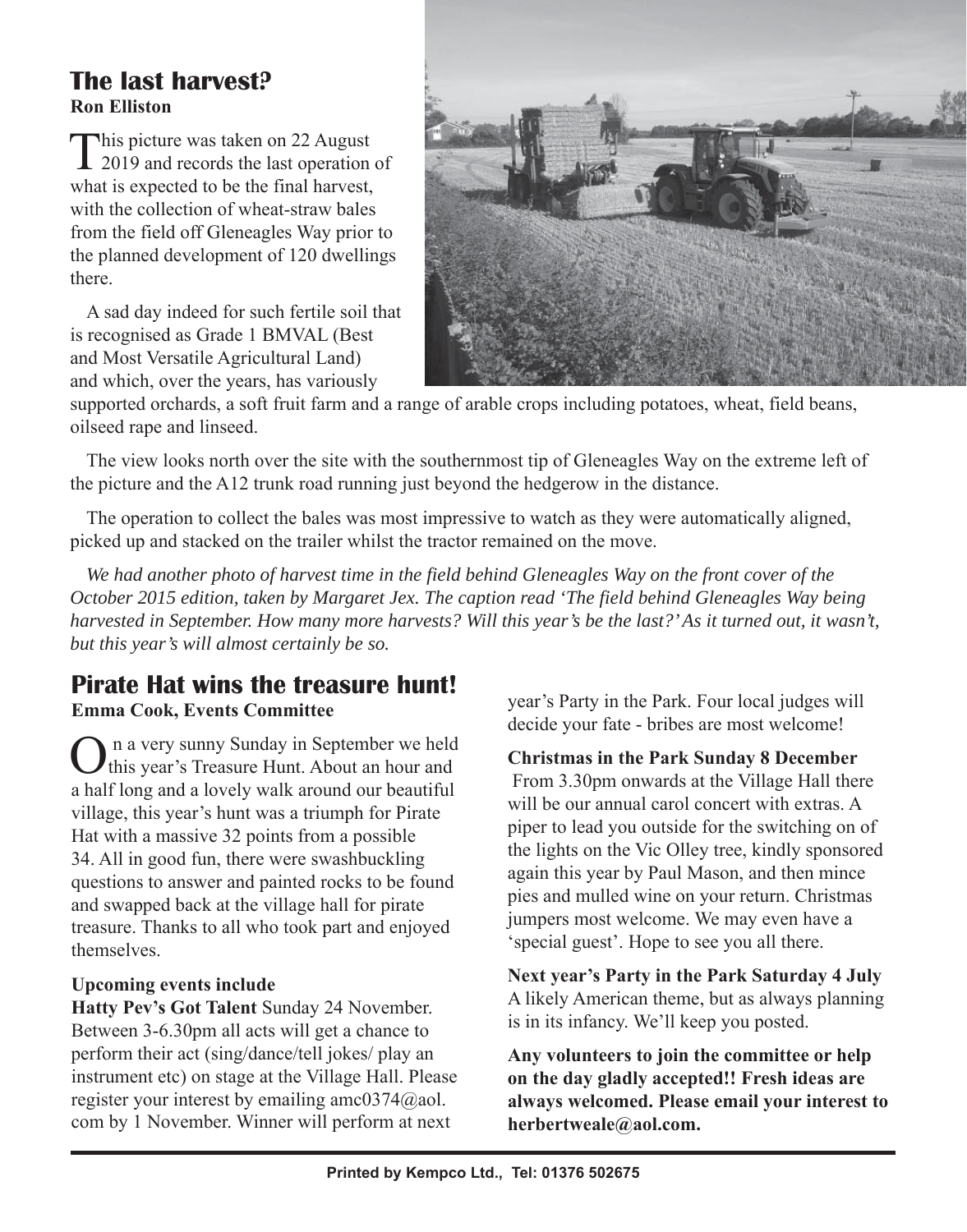## The last harvest?

**Ron Elliston**

This picture was taken on 22 August 2019 and records the last operation of what is expected to be the final harvest, with the collection of wheat-straw bales from the field off Gleneagles Way prior to the planned development of 120 dwellings there.

A sad day indeed for such fertile soil that is recognised as Grade 1 BMVAL (Best and Most Versatile Agricultural Land) and which, over the years, has variously supported orchards, a soft fruit farm and a range of arable crops including potatoes, wheat, field beans, oilseed rape and linseed.

The view looks north over the site with the southernmost tip of Gleneagles Way on the extreme left of the picture and the A12 trunk road running just beyond the hedgerow in the distance.

The operation to collect the bales was most impressive to watch as they were automatically aligned, picked up and stacked on the trailer whilst the tractor remained on the move.

*We had another photo of harvest time in the field behind Gleneagles Way on the front cover of the October 2015 edition, taken by Margaret Jex. The caption read 'The field behind Gleneagles Way being harvested in September. How many more harvests? Will this year's be the last?' As it turned out, it wasn't, but this year's will almost certainly be so.*

## Pirate Hat wins the treasure hunt!

**Emma Cook, Events Committee**

On a very sunny Sunday in September we held this year's Treasure Hunt. About an hour and a half long and a lovely walk around our beautiful village, this year's hunt was a triumph for Pirate Hat with a massive 32 points from a possible 34. All in good fun, there were swashbuckling questions to answer and painted rocks to be found and swapped back at the village hall for pirate treasure. Thanks to all who took part and enjoyed themselves.

**Upcoming events include**

**Hatty Pev's Got Talent** Sunday 24 November. Between 3-6.30pm all acts will get a chance to perform their act (sing/dance/tell jokes/ play an instrument etc) on stage at the Village Hall. Please register your interest by emailing amc0374@aol.com by 1 November. Winner will perform at next year's Party in the Park. Four local judges will decide your fate - bribes are most welcome!

**Christmas in the Park Sunday 8 December**

From 3.30pm onwards at the Village Hall there will be our annual carol concert with extras. A piper to lead you outside for the switching on of the lights on the Vic Olley tree, kindly sponsored again this year by Paul Mason, and then mince pies and mulled wine on your return. Christmas jumpers most welcome. We may even have a 'special guest'. Hope to see you all there.

**Next year's Party in the Park Saturday 4 July**

A likely American theme, but as always planning is in its infancy. We'll keep you posted.

**Any volunteers to join the committee or help on the day gladly accepted!! Fresh ideas are always welcomed. Please email your interest to herbertweale@aol.com.**

**Printed by Kempco Ltd., Tel: 01376 502675**